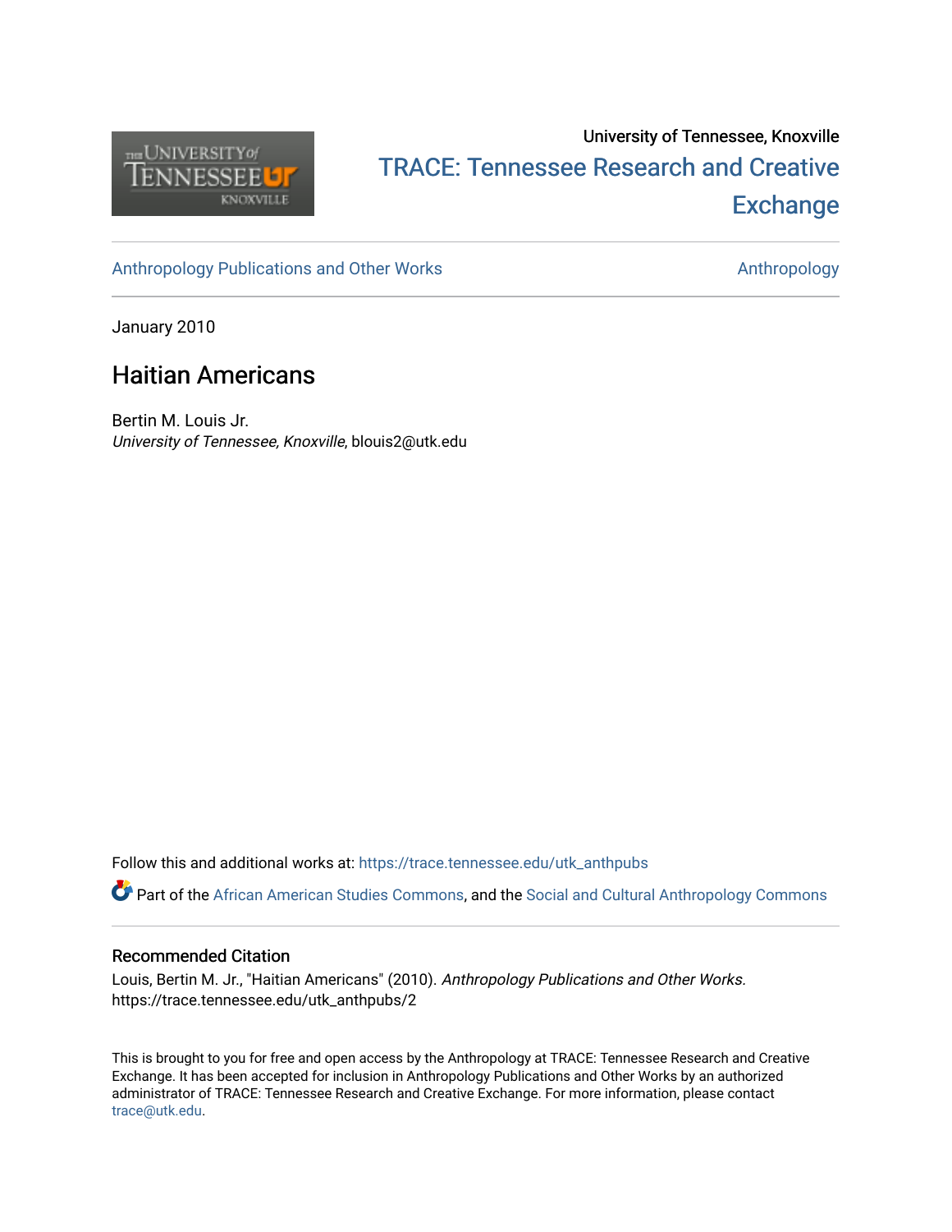University of Tennessee, Knoxville

TRACE: Tennessee Research and Creative Exchange

Anthropology Publications and Other Works | Anthropology

January 2010

# Haitian Americans

Bertin M. Louis Jr.
*University of Tennessee, Knoxville*, blouis2@utk.edu

Follow this and additional works at: https://trace.tennessee.edu/utk_anthpubs

Part of the African American Studies Commons, and the Social and Cultural Anthropology Commons

### Recommended Citation

Louis, Bertin M. Jr., "Haitian Americans" (2010). *Anthropology Publications and Other Works.* https://trace.tennessee.edu/utk_anthpubs/2

This is brought to you for free and open access by the Anthropology at TRACE: Tennessee Research and Creative Exchange. It has been accepted for inclusion in Anthropology Publications and Other Works by an authorized administrator of TRACE: Tennessee Research and Creative Exchange. For more information, please contact trace@utk.edu.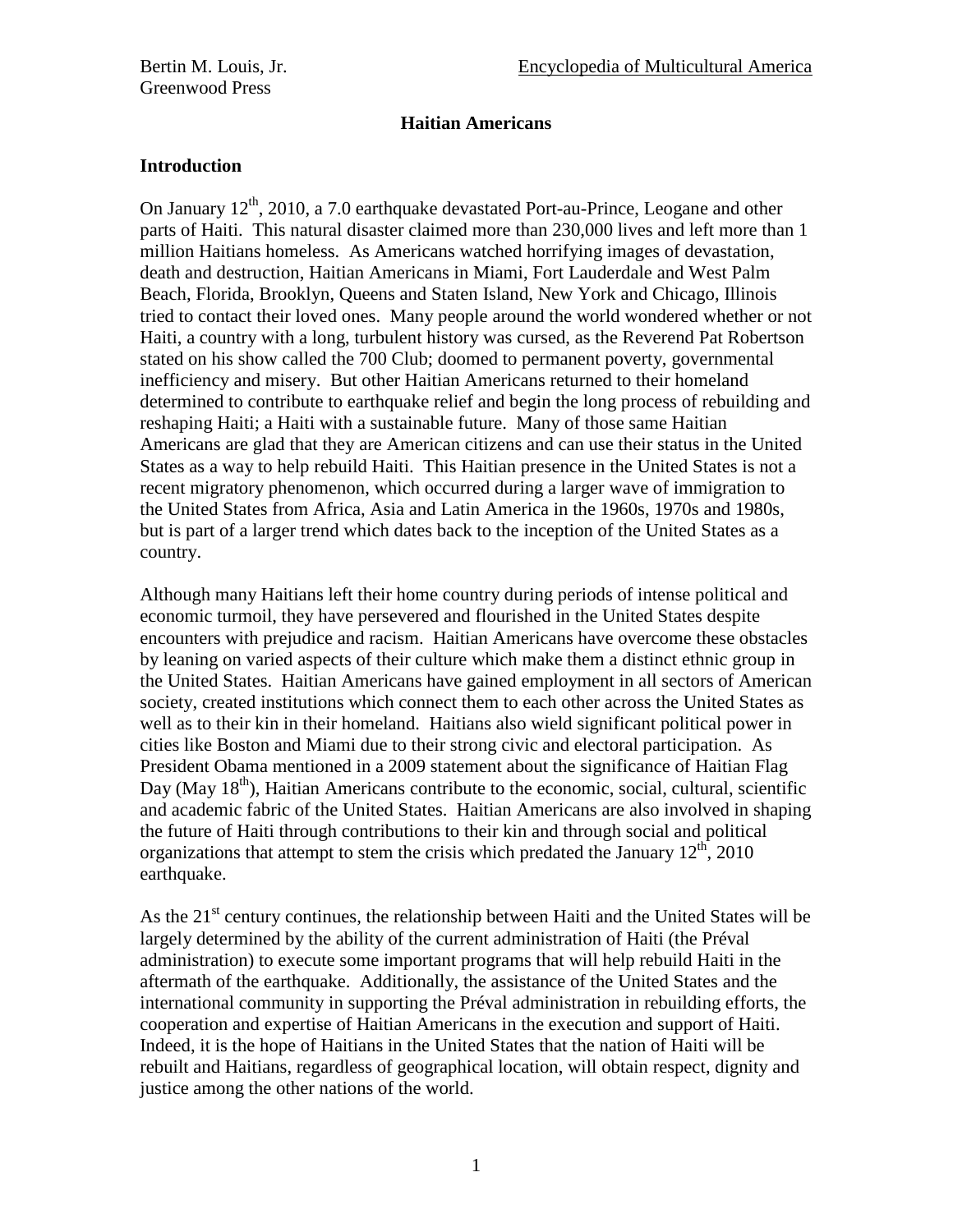# Haitian Americans

## Introduction

On January 12th, 2010, a 7.0 earthquake devastated Port-au-Prince, Leogane and other parts of Haiti. This natural disaster claimed more than 230,000 lives and left more than 1 million Haitians homeless. As Americans watched horrifying images of devastation, death and destruction, Haitian Americans in Miami, Fort Lauderdale and West Palm Beach, Florida, Brooklyn, Queens and Staten Island, New York and Chicago, Illinois tried to contact their loved ones. Many people around the world wondered whether or not Haiti, a country with a long, turbulent history was cursed, as the Reverend Pat Robertson stated on his show called the 700 Club; doomed to permanent poverty, governmental inefficiency and misery. But other Haitian Americans returned to their homeland determined to contribute to earthquake relief and begin the long process of rebuilding and reshaping Haiti; a Haiti with a sustainable future. Many of those same Haitian Americans are glad that they are American citizens and can use their status in the United States as a way to help rebuild Haiti. This Haitian presence in the United States is not a recent migratory phenomenon, which occurred during a larger wave of immigration to the United States from Africa, Asia and Latin America in the 1960s, 1970s and 1980s, but is part of a larger trend which dates back to the inception of the United States as a country.

Although many Haitians left their home country during periods of intense political and economic turmoil, they have persevered and flourished in the United States despite encounters with prejudice and racism. Haitian Americans have overcome these obstacles by leaning on varied aspects of their culture which make them a distinct ethnic group in the United States. Haitian Americans have gained employment in all sectors of American society, created institutions which connect them to each other across the United States as well as to their kin in their homeland. Haitians also wield significant political power in cities like Boston and Miami due to their strong civic and electoral participation. As President Obama mentioned in a 2009 statement about the significance of Haitian Flag Day (May 18th), Haitian Americans contribute to the economic, social, cultural, scientific and academic fabric of the United States. Haitian Americans are also involved in shaping the future of Haiti through contributions to their kin and through social and political organizations that attempt to stem the crisis which predated the January 12th, 2010 earthquake.

As the 21st century continues, the relationship between Haiti and the United States will be largely determined by the ability of the current administration of Haiti (the Préval administration) to execute some important programs that will help rebuild Haiti in the aftermath of the earthquake. Additionally, the assistance of the United States and the international community in supporting the Préval administration in rebuilding efforts, the cooperation and expertise of Haitian Americans in the execution and support of Haiti. Indeed, it is the hope of Haitians in the United States that the nation of Haiti will be rebuilt and Haitians, regardless of geographical location, will obtain respect, dignity and justice among the other nations of the world.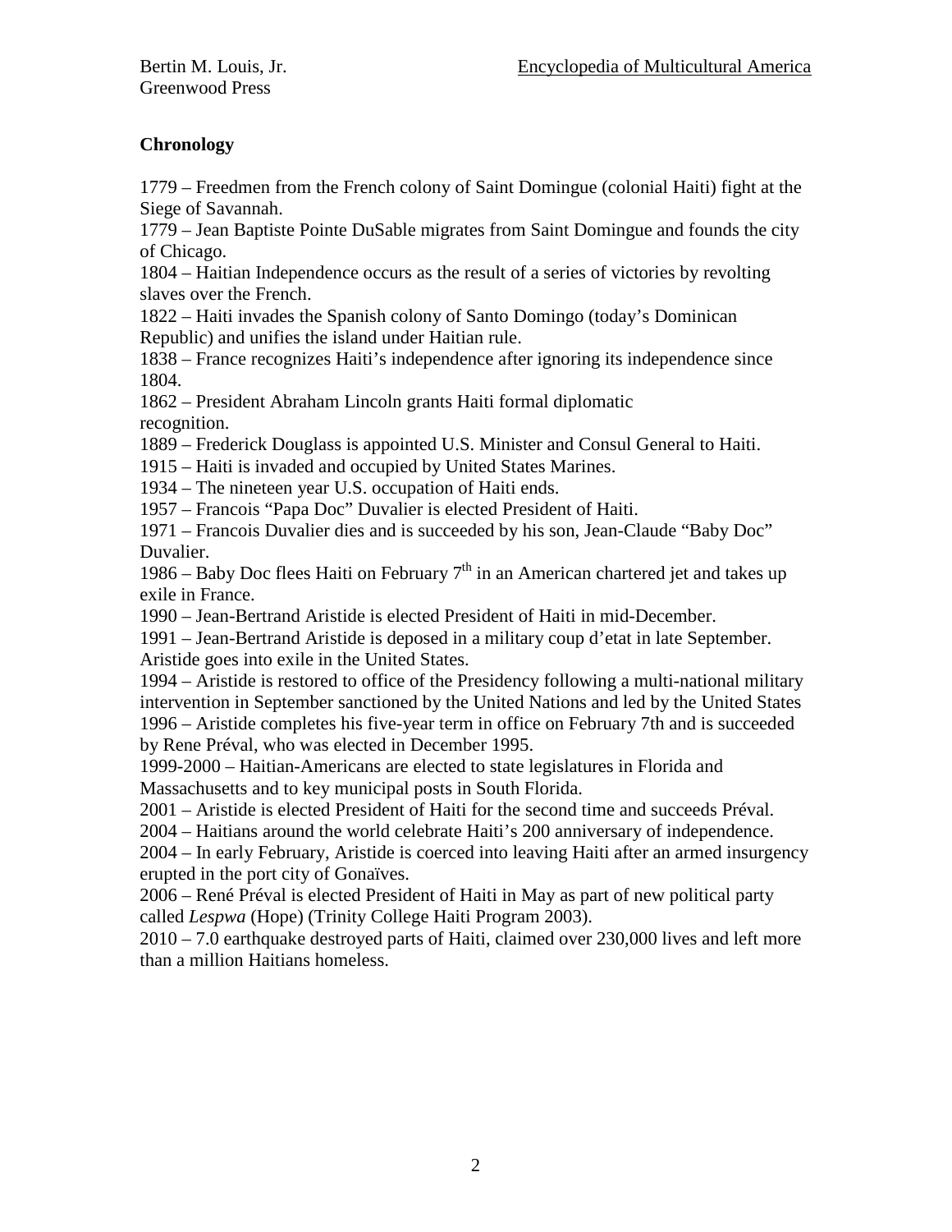## Chronology

1779 – Freedmen from the French colony of Saint Domingue (colonial Haiti) fight at the Siege of Savannah.

1779 – Jean Baptiste Pointe DuSable migrates from Saint Domingue and founds the city of Chicago.

1804 – Haitian Independence occurs as the result of a series of victories by revolting slaves over the French.

1822 – Haiti invades the Spanish colony of Santo Domingo (today's Dominican Republic) and unifies the island under Haitian rule.

1838 – France recognizes Haiti's independence after ignoring its independence since 1804.

1862 – President Abraham Lincoln grants Haiti formal diplomatic recognition.

1889 – Frederick Douglass is appointed U.S. Minister and Consul General to Haiti.

1915 – Haiti is invaded and occupied by United States Marines.

1934 – The nineteen year U.S. occupation of Haiti ends.

1957 – Francois "Papa Doc" Duvalier is elected President of Haiti.

1971 – Francois Duvalier dies and is succeeded by his son, Jean-Claude "Baby Doc" Duvalier.

1986 – Baby Doc flees Haiti on February 7th in an American chartered jet and takes up exile in France.

1990 – Jean-Bertrand Aristide is elected President of Haiti in mid-December.

1991 – Jean-Bertrand Aristide is deposed in a military coup d'etat in late September. Aristide goes into exile in the United States.

1994 – Aristide is restored to office of the Presidency following a multi-national military intervention in September sanctioned by the United Nations and led by the United States

1996 – Aristide completes his five-year term in office on February 7th and is succeeded by Rene Préval, who was elected in December 1995.

1999-2000 – Haitian-Americans are elected to state legislatures in Florida and Massachusetts and to key municipal posts in South Florida.

2001 – Aristide is elected President of Haiti for the second time and succeeds Préval.

2004 – Haitians around the world celebrate Haiti's 200 anniversary of independence.

2004 – In early February, Aristide is coerced into leaving Haiti after an armed insurgency erupted in the port city of Gonaïves.

2006 – René Préval is elected President of Haiti in May as part of new political party called *Lespwa* (Hope) (Trinity College Haiti Program 2003).

2010 – 7.0 earthquake destroyed parts of Haiti, claimed over 230,000 lives and left more than a million Haitians homeless.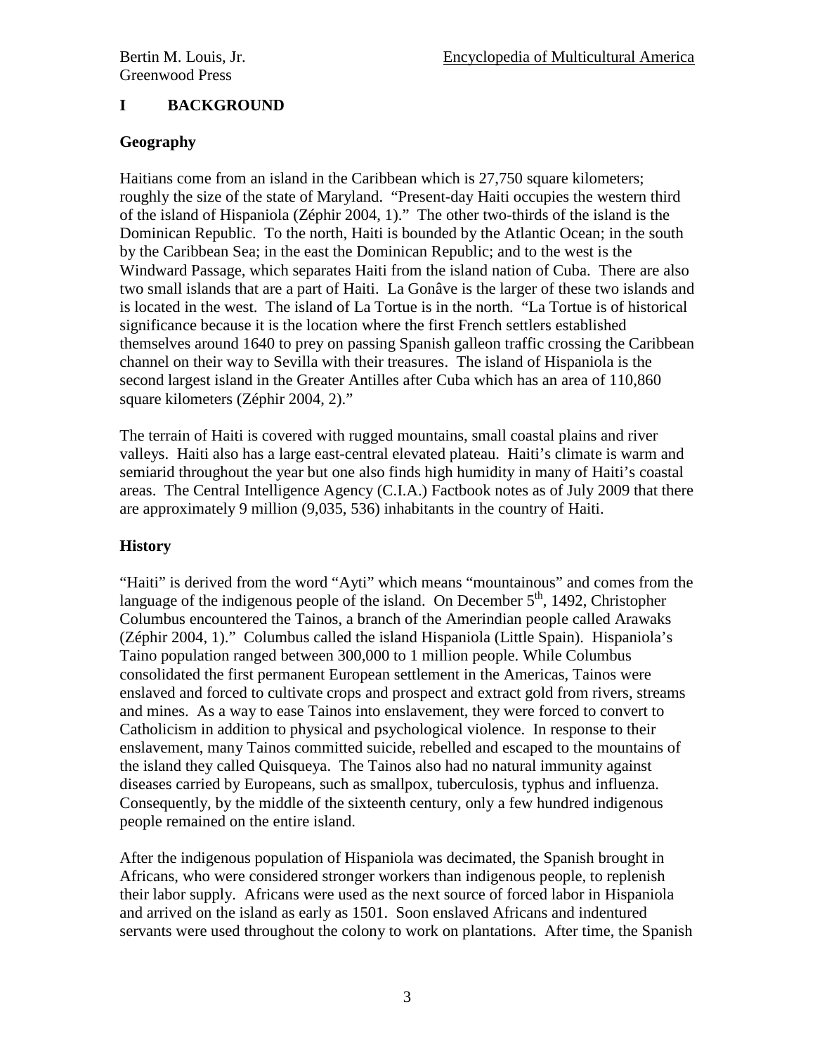## I BACKGROUND

### Geography

Haitians come from an island in the Caribbean which is 27,750 square kilometers; roughly the size of the state of Maryland. "Present-day Haiti occupies the western third of the island of Hispaniola (Zéphir 2004, 1)." The other two-thirds of the island is the Dominican Republic. To the north, Haiti is bounded by the Atlantic Ocean; in the south by the Caribbean Sea; in the east the Dominican Republic; and to the west is the Windward Passage, which separates Haiti from the island nation of Cuba. There are also two small islands that are a part of Haiti. La Gonâve is the larger of these two islands and is located in the west. The island of La Tortue is in the north. "La Tortue is of historical significance because it is the location where the first French settlers established themselves around 1640 to prey on passing Spanish galleon traffic crossing the Caribbean channel on their way to Sevilla with their treasures. The island of Hispaniola is the second largest island in the Greater Antilles after Cuba which has an area of 110,860 square kilometers (Zéphir 2004, 2)."

The terrain of Haiti is covered with rugged mountains, small coastal plains and river valleys. Haiti also has a large east-central elevated plateau. Haiti's climate is warm and semiarid throughout the year but one also finds high humidity in many of Haiti's coastal areas. The Central Intelligence Agency (C.I.A.) Factbook notes as of July 2009 that there are approximately 9 million (9,035, 536) inhabitants in the country of Haiti.

### History

"Haiti" is derived from the word "Ayti" which means "mountainous" and comes from the language of the indigenous people of the island. On December 5th, 1492, Christopher Columbus encountered the Tainos, a branch of the Amerindian people called Arawaks (Zéphir 2004, 1)." Columbus called the island Hispaniola (Little Spain). Hispaniola's Taino population ranged between 300,000 to 1 million people. While Columbus consolidated the first permanent European settlement in the Americas, Tainos were enslaved and forced to cultivate crops and prospect and extract gold from rivers, streams and mines. As a way to ease Tainos into enslavement, they were forced to convert to Catholicism in addition to physical and psychological violence. In response to their enslavement, many Tainos committed suicide, rebelled and escaped to the mountains of the island they called Quisqueya. The Tainos also had no natural immunity against diseases carried by Europeans, such as smallpox, tuberculosis, typhus and influenza. Consequently, by the middle of the sixteenth century, only a few hundred indigenous people remained on the entire island.

After the indigenous population of Hispaniola was decimated, the Spanish brought in Africans, who were considered stronger workers than indigenous people, to replenish their labor supply. Africans were used as the next source of forced labor in Hispaniola and arrived on the island as early as 1501. Soon enslaved Africans and indentured servants were used throughout the colony to work on plantations. After time, the Spanish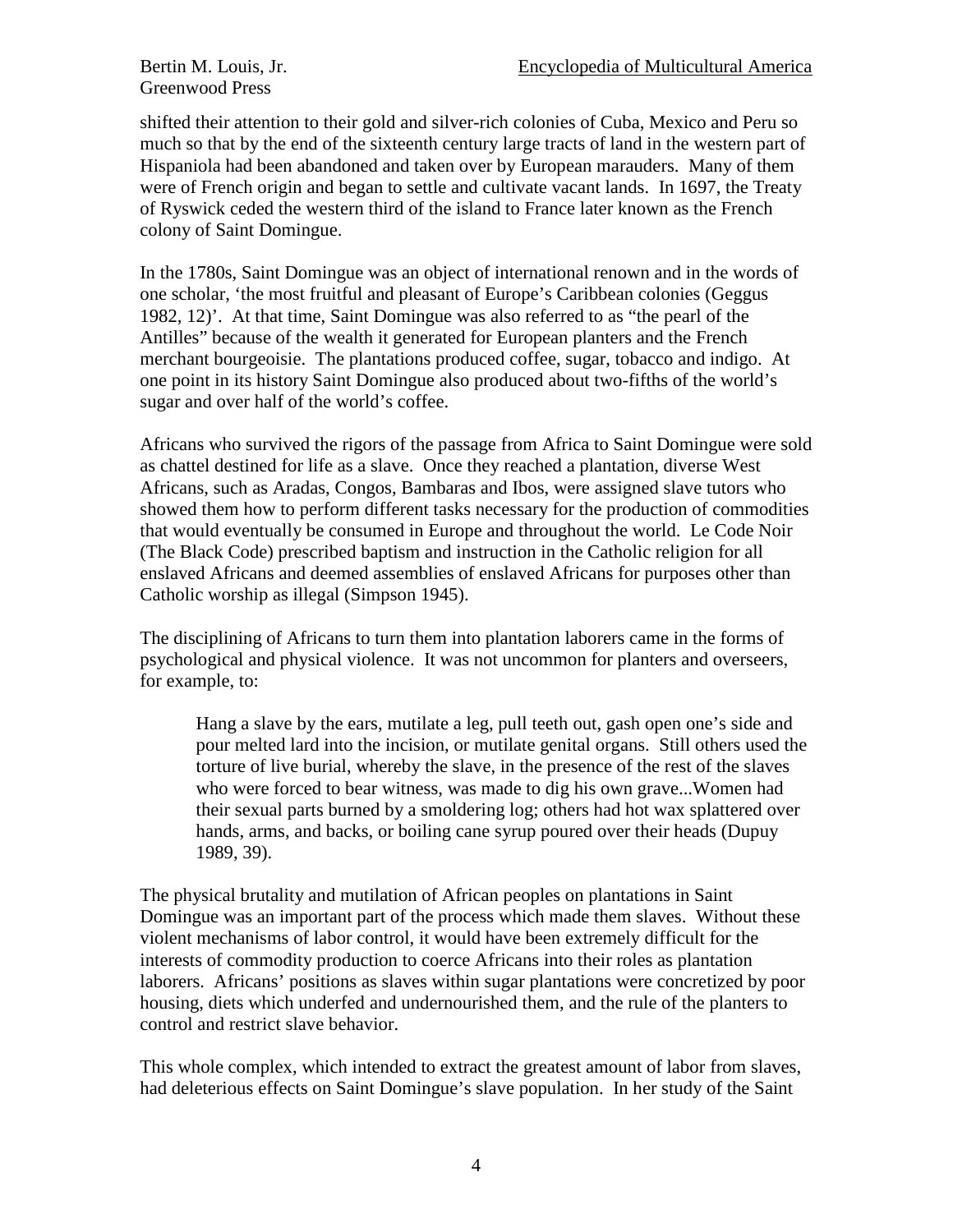shifted their attention to their gold and silver-rich colonies of Cuba, Mexico and Peru so much so that by the end of the sixteenth century large tracts of land in the western part of Hispaniola had been abandoned and taken over by European marauders. Many of them were of French origin and began to settle and cultivate vacant lands. In 1697, the Treaty of Ryswick ceded the western third of the island to France later known as the French colony of Saint Domingue.

In the 1780s, Saint Domingue was an object of international renown and in the words of one scholar, 'the most fruitful and pleasant of Europe's Caribbean colonies (Geggus 1982, 12)'. At that time, Saint Domingue was also referred to as "the pearl of the Antilles" because of the wealth it generated for European planters and the French merchant bourgeoisie. The plantations produced coffee, sugar, tobacco and indigo. At one point in its history Saint Domingue also produced about two-fifths of the world's sugar and over half of the world's coffee.

Africans who survived the rigors of the passage from Africa to Saint Domingue were sold as chattel destined for life as a slave. Once they reached a plantation, diverse West Africans, such as Aradas, Congos, Bambaras and Ibos, were assigned slave tutors who showed them how to perform different tasks necessary for the production of commodities that would eventually be consumed in Europe and throughout the world. Le Code Noir (The Black Code) prescribed baptism and instruction in the Catholic religion for all enslaved Africans and deemed assemblies of enslaved Africans for purposes other than Catholic worship as illegal (Simpson 1945).

The disciplining of Africans to turn them into plantation laborers came in the forms of psychological and physical violence. It was not uncommon for planters and overseers, for example, to:

> Hang a slave by the ears, mutilate a leg, pull teeth out, gash open one's side and pour melted lard into the incision, or mutilate genital organs. Still others used the torture of live burial, whereby the slave, in the presence of the rest of the slaves who were forced to bear witness, was made to dig his own grave...Women had their sexual parts burned by a smoldering log; others had hot wax splattered over hands, arms, and backs, or boiling cane syrup poured over their heads (Dupuy 1989, 39).

The physical brutality and mutilation of African peoples on plantations in Saint Domingue was an important part of the process which made them slaves. Without these violent mechanisms of labor control, it would have been extremely difficult for the interests of commodity production to coerce Africans into their roles as plantation laborers. Africans' positions as slaves within sugar plantations were concretized by poor housing, diets which underfed and undernourished them, and the rule of the planters to control and restrict slave behavior.

This whole complex, which intended to extract the greatest amount of labor from slaves, had deleterious effects on Saint Domingue's slave population. In her study of the Saint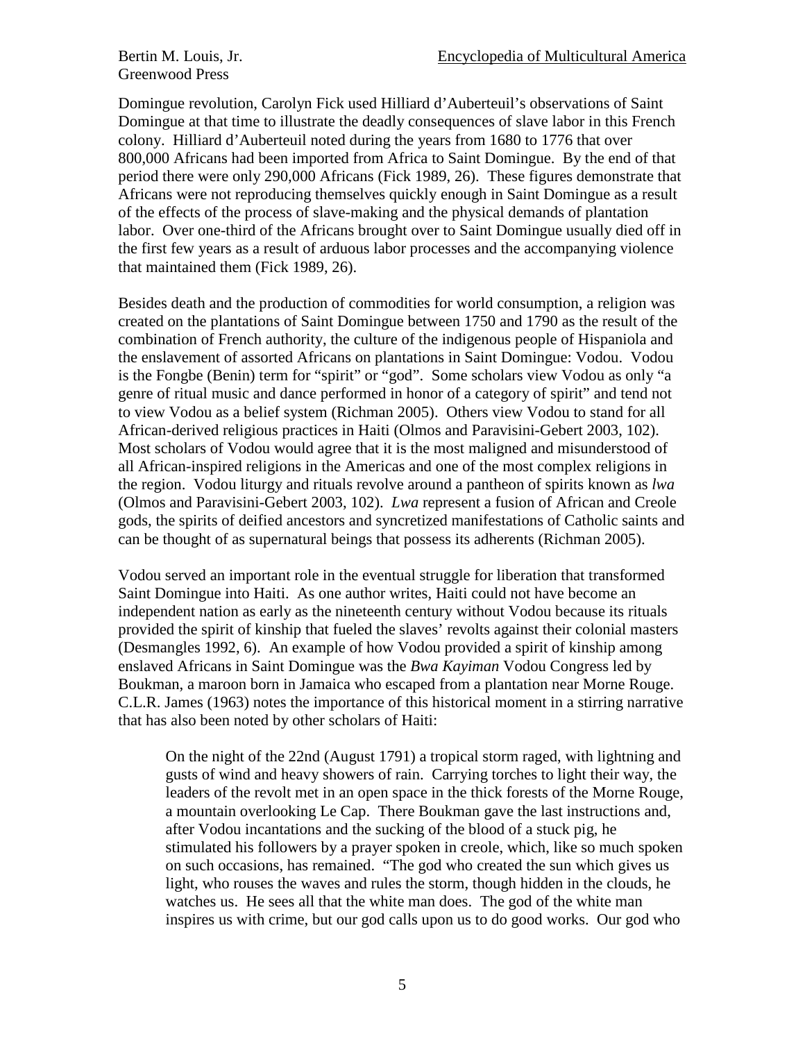Domingue revolution, Carolyn Fick used Hilliard d'Auberteuil's observations of Saint Domingue at that time to illustrate the deadly consequences of slave labor in this French colony. Hilliard d'Auberteuil noted during the years from 1680 to 1776 that over 800,000 Africans had been imported from Africa to Saint Domingue. By the end of that period there were only 290,000 Africans (Fick 1989, 26). These figures demonstrate that Africans were not reproducing themselves quickly enough in Saint Domingue as a result of the effects of the process of slave-making and the physical demands of plantation labor. Over one-third of the Africans brought over to Saint Domingue usually died off in the first few years as a result of arduous labor processes and the accompanying violence that maintained them (Fick 1989, 26).

Besides death and the production of commodities for world consumption, a religion was created on the plantations of Saint Domingue between 1750 and 1790 as the result of the combination of French authority, the culture of the indigenous people of Hispaniola and the enslavement of assorted Africans on plantations in Saint Domingue: Vodou. Vodou is the Fongbe (Benin) term for "spirit" or "god". Some scholars view Vodou as only "a genre of ritual music and dance performed in honor of a category of spirit" and tend not to view Vodou as a belief system (Richman 2005). Others view Vodou to stand for all African-derived religious practices in Haiti (Olmos and Paravisini-Gebert 2003, 102). Most scholars of Vodou would agree that it is the most maligned and misunderstood of all African-inspired religions in the Americas and one of the most complex religions in the region. Vodou liturgy and rituals revolve around a pantheon of spirits known as *lwa* (Olmos and Paravisini-Gebert 2003, 102). *Lwa* represent a fusion of African and Creole gods, the spirits of deified ancestors and syncretized manifestations of Catholic saints and can be thought of as supernatural beings that possess its adherents (Richman 2005).

Vodou served an important role in the eventual struggle for liberation that transformed Saint Domingue into Haiti. As one author writes, Haiti could not have become an independent nation as early as the nineteenth century without Vodou because its rituals provided the spirit of kinship that fueled the slaves' revolts against their colonial masters (Desmangles 1992, 6). An example of how Vodou provided a spirit of kinship among enslaved Africans in Saint Domingue was the *Bwa Kayiman* Vodou Congress led by Boukman, a maroon born in Jamaica who escaped from a plantation near Morne Rouge. C.L.R. James (1963) notes the importance of this historical moment in a stirring narrative that has also been noted by other scholars of Haiti:

> On the night of the 22nd (August 1791) a tropical storm raged, with lightning and gusts of wind and heavy showers of rain. Carrying torches to light their way, the leaders of the revolt met in an open space in the thick forests of the Morne Rouge, a mountain overlooking Le Cap. There Boukman gave the last instructions and, after Vodou incantations and the sucking of the blood of a stuck pig, he stimulated his followers by a prayer spoken in creole, which, like so much spoken on such occasions, has remained. "The god who created the sun which gives us light, who rouses the waves and rules the storm, though hidden in the clouds, he watches us. He sees all that the white man does. The god of the white man inspires us with crime, but our god calls upon us to do good works. Our god who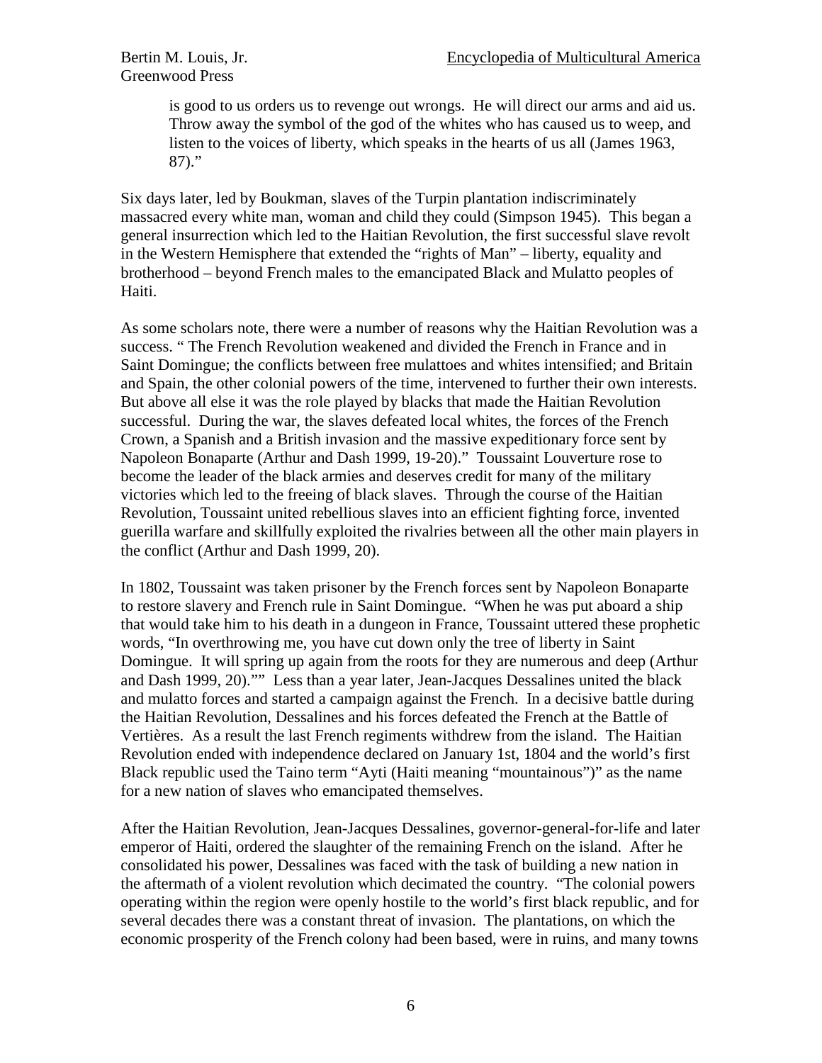is good to us orders us to revenge out wrongs. He will direct our arms and aid us. Throw away the symbol of the god of the whites who has caused us to weep, and listen to the voices of liberty, which speaks in the hearts of us all (James 1963, 87)."

Six days later, led by Boukman, slaves of the Turpin plantation indiscriminately massacred every white man, woman and child they could (Simpson 1945). This began a general insurrection which led to the Haitian Revolution, the first successful slave revolt in the Western Hemisphere that extended the "rights of Man" – liberty, equality and brotherhood – beyond French males to the emancipated Black and Mulatto peoples of Haiti.

As some scholars note, there were a number of reasons why the Haitian Revolution was a success. " The French Revolution weakened and divided the French in France and in Saint Domingue; the conflicts between free mulattoes and whites intensified; and Britain and Spain, the other colonial powers of the time, intervened to further their own interests. But above all else it was the role played by blacks that made the Haitian Revolution successful. During the war, the slaves defeated local whites, the forces of the French Crown, a Spanish and a British invasion and the massive expeditionary force sent by Napoleon Bonaparte (Arthur and Dash 1999, 19-20)." Toussaint Louverture rose to become the leader of the black armies and deserves credit for many of the military victories which led to the freeing of black slaves. Through the course of the Haitian Revolution, Toussaint united rebellious slaves into an efficient fighting force, invented guerilla warfare and skillfully exploited the rivalries between all the other main players in the conflict (Arthur and Dash 1999, 20).

In 1802, Toussaint was taken prisoner by the French forces sent by Napoleon Bonaparte to restore slavery and French rule in Saint Domingue. "When he was put aboard a ship that would take him to his death in a dungeon in France, Toussaint uttered these prophetic words, "In overthrowing me, you have cut down only the tree of liberty in Saint Domingue. It will spring up again from the roots for they are numerous and deep (Arthur and Dash 1999, 20)."" Less than a year later, Jean-Jacques Dessalines united the black and mulatto forces and started a campaign against the French. In a decisive battle during the Haitian Revolution, Dessalines and his forces defeated the French at the Battle of Vertières. As a result the last French regiments withdrew from the island. The Haitian Revolution ended with independence declared on January 1st, 1804 and the world's first Black republic used the Taino term "Ayti (Haiti meaning "mountainous")" as the name for a new nation of slaves who emancipated themselves.

After the Haitian Revolution, Jean-Jacques Dessalines, governor-general-for-life and later emperor of Haiti, ordered the slaughter of the remaining French on the island. After he consolidated his power, Dessalines was faced with the task of building a new nation in the aftermath of a violent revolution which decimated the country. "The colonial powers operating within the region were openly hostile to the world's first black republic, and for several decades there was a constant threat of invasion. The plantations, on which the economic prosperity of the French colony had been based, were in ruins, and many towns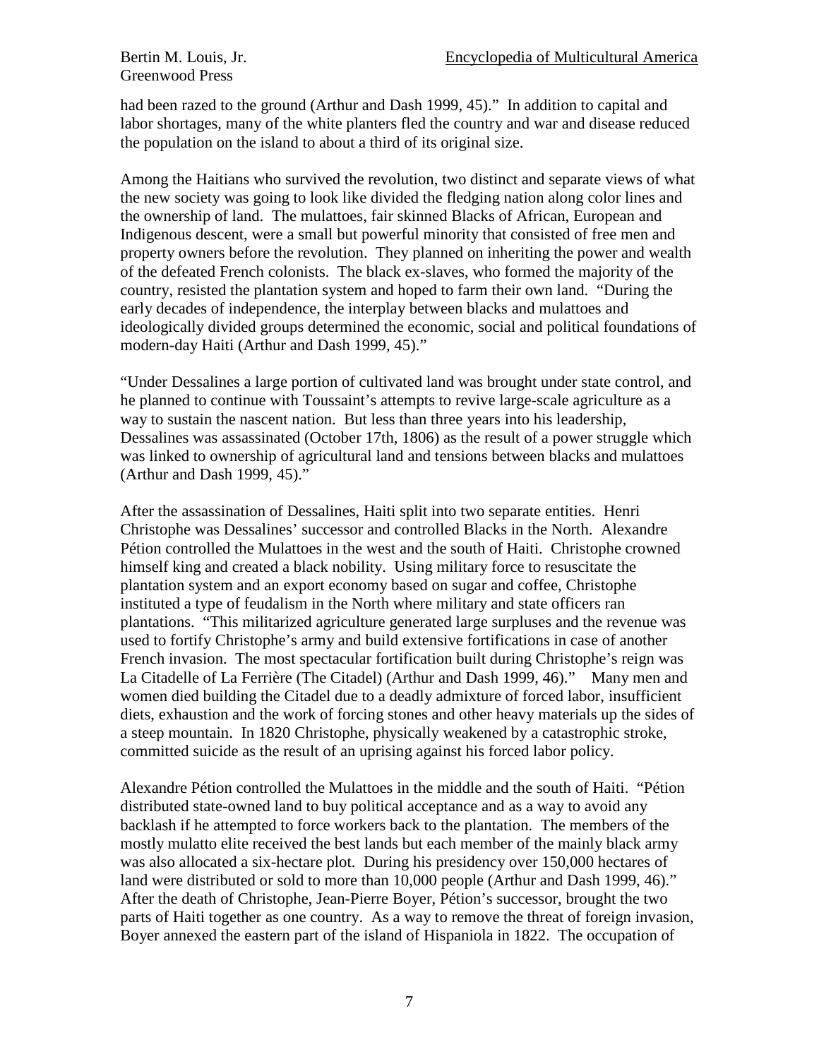had been razed to the ground (Arthur and Dash 1999, 45)." In addition to capital and labor shortages, many of the white planters fled the country and war and disease reduced the population on the island to about a third of its original size.

Among the Haitians who survived the revolution, two distinct and separate views of what the new society was going to look like divided the fledging nation along color lines and the ownership of land. The mulattoes, fair skinned Blacks of African, European and Indigenous descent, were a small but powerful minority that consisted of free men and property owners before the revolution. They planned on inheriting the power and wealth of the defeated French colonists. The black ex-slaves, who formed the majority of the country, resisted the plantation system and hoped to farm their own land. "During the early decades of independence, the interplay between blacks and mulattoes and ideologically divided groups determined the economic, social and political foundations of modern-day Haiti (Arthur and Dash 1999, 45)."

"Under Dessalines a large portion of cultivated land was brought under state control, and he planned to continue with Toussaint's attempts to revive large-scale agriculture as a way to sustain the nascent nation. But less than three years into his leadership, Dessalines was assassinated (October 17th, 1806) as the result of a power struggle which was linked to ownership of agricultural land and tensions between blacks and mulattoes (Arthur and Dash 1999, 45)."

After the assassination of Dessalines, Haiti split into two separate entities. Henri Christophe was Dessalines' successor and controlled Blacks in the North. Alexandre Pétion controlled the Mulattoes in the west and the south of Haiti. Christophe crowned himself king and created a black nobility. Using military force to resuscitate the plantation system and an export economy based on sugar and coffee, Christophe instituted a type of feudalism in the North where military and state officers ran plantations. "This militarized agriculture generated large surpluses and the revenue was used to fortify Christophe's army and build extensive fortifications in case of another French invasion. The most spectacular fortification built during Christophe's reign was La Citadelle of La Ferrière (The Citadel) (Arthur and Dash 1999, 46)." Many men and women died building the Citadel due to a deadly admixture of forced labor, insufficient diets, exhaustion and the work of forcing stones and other heavy materials up the sides of a steep mountain. In 1820 Christophe, physically weakened by a catastrophic stroke, committed suicide as the result of an uprising against his forced labor policy.

Alexandre Pétion controlled the Mulattoes in the middle and the south of Haiti. "Pétion distributed state-owned land to buy political acceptance and as a way to avoid any backlash if he attempted to force workers back to the plantation. The members of the mostly mulatto elite received the best lands but each member of the mainly black army was also allocated a six-hectare plot. During his presidency over 150,000 hectares of land were distributed or sold to more than 10,000 people (Arthur and Dash 1999, 46)." After the death of Christophe, Jean-Pierre Boyer, Pétion's successor, brought the two parts of Haiti together as one country. As a way to remove the threat of foreign invasion, Boyer annexed the eastern part of the island of Hispaniola in 1822. The occupation of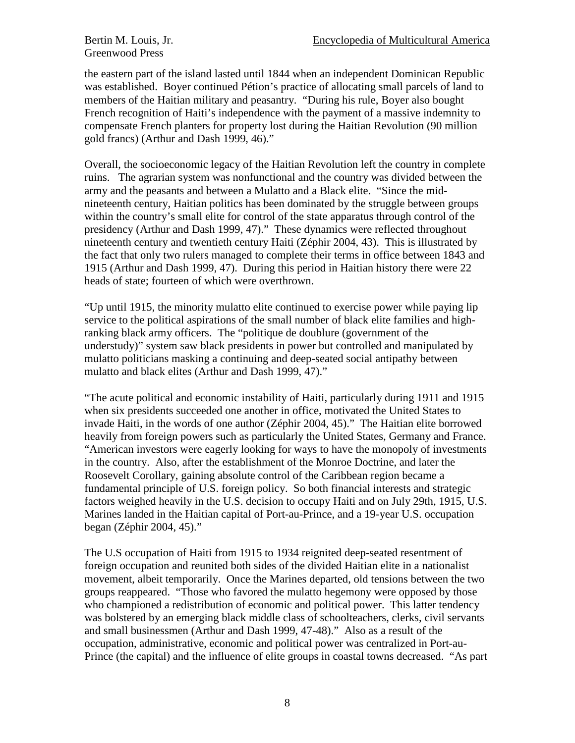the eastern part of the island lasted until 1844 when an independent Dominican Republic was established. Boyer continued Pétion's practice of allocating small parcels of land to members of the Haitian military and peasantry. "During his rule, Boyer also bought French recognition of Haiti's independence with the payment of a massive indemnity to compensate French planters for property lost during the Haitian Revolution (90 million gold francs) (Arthur and Dash 1999, 46)."

Overall, the socioeconomic legacy of the Haitian Revolution left the country in complete ruins. The agrarian system was nonfunctional and the country was divided between the army and the peasants and between a Mulatto and a Black elite. "Since the mid-nineteenth century, Haitian politics has been dominated by the struggle between groups within the country's small elite for control of the state apparatus through control of the presidency (Arthur and Dash 1999, 47)." These dynamics were reflected throughout nineteenth century and twentieth century Haiti (Zéphir 2004, 43). This is illustrated by the fact that only two rulers managed to complete their terms in office between 1843 and 1915 (Arthur and Dash 1999, 47). During this period in Haitian history there were 22 heads of state; fourteen of which were overthrown.

"Up until 1915, the minority mulatto elite continued to exercise power while paying lip service to the political aspirations of the small number of black elite families and high-ranking black army officers. The "politique de doublure (government of the understudy)" system saw black presidents in power but controlled and manipulated by mulatto politicians masking a continuing and deep-seated social antipathy between mulatto and black elites (Arthur and Dash 1999, 47)."

"The acute political and economic instability of Haiti, particularly during 1911 and 1915 when six presidents succeeded one another in office, motivated the United States to invade Haiti, in the words of one author (Zéphir 2004, 45)." The Haitian elite borrowed heavily from foreign powers such as particularly the United States, Germany and France. "American investors were eagerly looking for ways to have the monopoly of investments in the country. Also, after the establishment of the Monroe Doctrine, and later the Roosevelt Corollary, gaining absolute control of the Caribbean region became a fundamental principle of U.S. foreign policy. So both financial interests and strategic factors weighed heavily in the U.S. decision to occupy Haiti and on July 29th, 1915, U.S. Marines landed in the Haitian capital of Port-au-Prince, and a 19-year U.S. occupation began (Zéphir 2004, 45)."

The U.S occupation of Haiti from 1915 to 1934 reignited deep-seated resentment of foreign occupation and reunited both sides of the divided Haitian elite in a nationalist movement, albeit temporarily. Once the Marines departed, old tensions between the two groups reappeared. "Those who favored the mulatto hegemony were opposed by those who championed a redistribution of economic and political power. This latter tendency was bolstered by an emerging black middle class of schoolteachers, clerks, civil servants and small businessmen (Arthur and Dash 1999, 47-48)." Also as a result of the occupation, administrative, economic and political power was centralized in Port-au-Prince (the capital) and the influence of elite groups in coastal towns decreased. "As part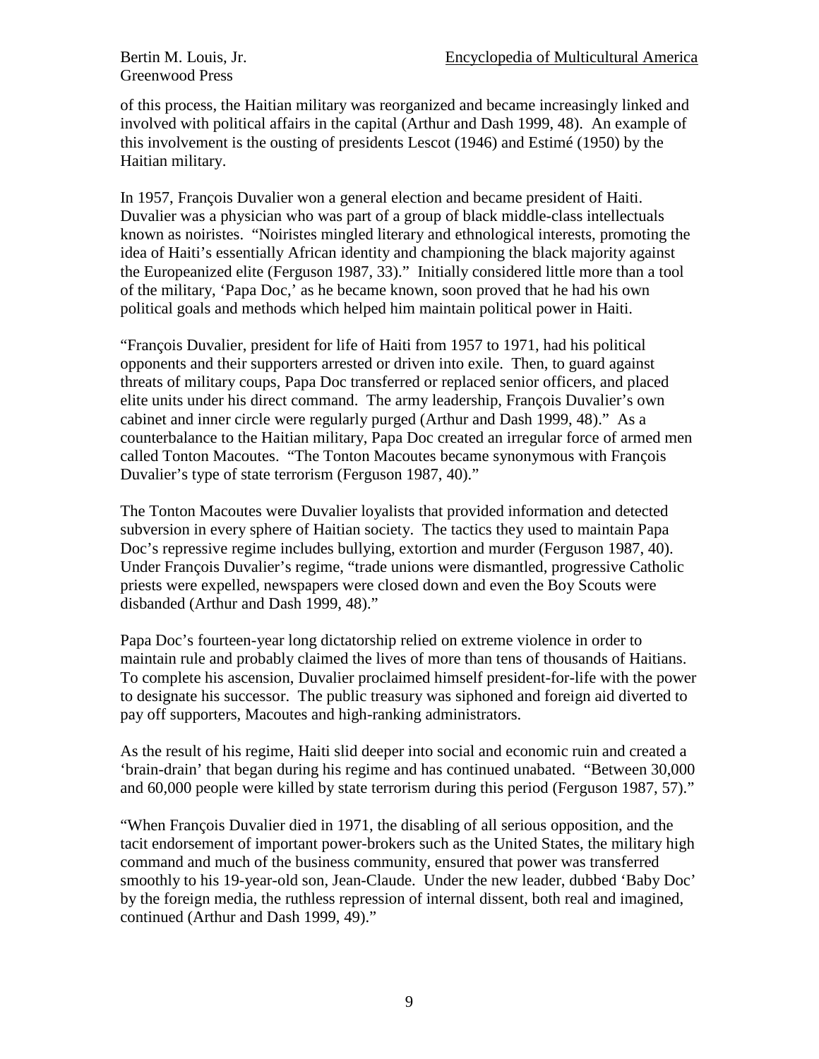of this process, the Haitian military was reorganized and became increasingly linked and involved with political affairs in the capital (Arthur and Dash 1999, 48). An example of this involvement is the ousting of presidents Lescot (1946) and Estimé (1950) by the Haitian military.

In 1957, François Duvalier won a general election and became president of Haiti. Duvalier was a physician who was part of a group of black middle-class intellectuals known as noiristes. "Noiristes mingled literary and ethnological interests, promoting the idea of Haiti's essentially African identity and championing the black majority against the Europeanized elite (Ferguson 1987, 33)." Initially considered little more than a tool of the military, 'Papa Doc,' as he became known, soon proved that he had his own political goals and methods which helped him maintain political power in Haiti.

"François Duvalier, president for life of Haiti from 1957 to 1971, had his political opponents and their supporters arrested or driven into exile. Then, to guard against threats of military coups, Papa Doc transferred or replaced senior officers, and placed elite units under his direct command. The army leadership, François Duvalier's own cabinet and inner circle were regularly purged (Arthur and Dash 1999, 48)." As a counterbalance to the Haitian military, Papa Doc created an irregular force of armed men called Tonton Macoutes. "The Tonton Macoutes became synonymous with François Duvalier's type of state terrorism (Ferguson 1987, 40)."

The Tonton Macoutes were Duvalier loyalists that provided information and detected subversion in every sphere of Haitian society. The tactics they used to maintain Papa Doc's repressive regime includes bullying, extortion and murder (Ferguson 1987, 40). Under François Duvalier's regime, "trade unions were dismantled, progressive Catholic priests were expelled, newspapers were closed down and even the Boy Scouts were disbanded (Arthur and Dash 1999, 48)."

Papa Doc's fourteen-year long dictatorship relied on extreme violence in order to maintain rule and probably claimed the lives of more than tens of thousands of Haitians. To complete his ascension, Duvalier proclaimed himself president-for-life with the power to designate his successor. The public treasury was siphoned and foreign aid diverted to pay off supporters, Macoutes and high-ranking administrators.

As the result of his regime, Haiti slid deeper into social and economic ruin and created a 'brain-drain' that began during his regime and has continued unabated. "Between 30,000 and 60,000 people were killed by state terrorism during this period (Ferguson 1987, 57)."

"When François Duvalier died in 1971, the disabling of all serious opposition, and the tacit endorsement of important power-brokers such as the United States, the military high command and much of the business community, ensured that power was transferred smoothly to his 19-year-old son, Jean-Claude. Under the new leader, dubbed 'Baby Doc' by the foreign media, the ruthless repression of internal dissent, both real and imagined, continued (Arthur and Dash 1999, 49)."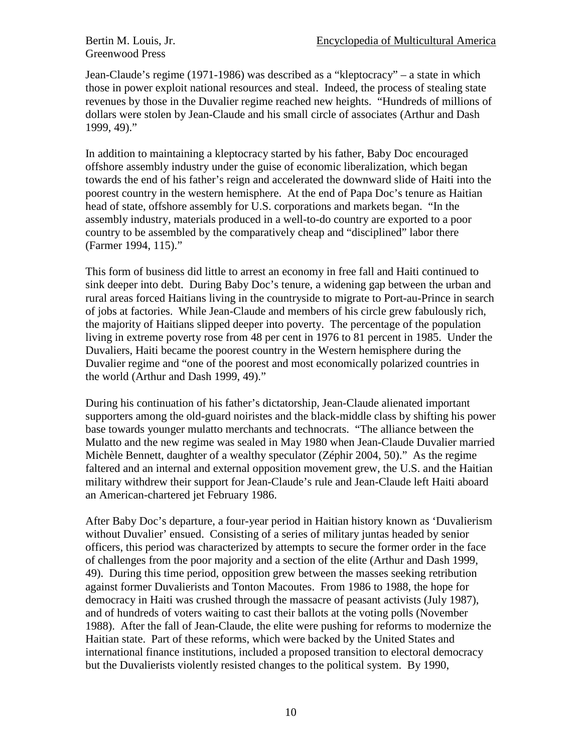Jean-Claude's regime (1971-1986) was described as a "kleptocracy" – a state in which those in power exploit national resources and steal. Indeed, the process of stealing state revenues by those in the Duvalier regime reached new heights. "Hundreds of millions of dollars were stolen by Jean-Claude and his small circle of associates (Arthur and Dash 1999, 49)."

In addition to maintaining a kleptocracy started by his father, Baby Doc encouraged offshore assembly industry under the guise of economic liberalization, which began towards the end of his father's reign and accelerated the downward slide of Haiti into the poorest country in the western hemisphere. At the end of Papa Doc's tenure as Haitian head of state, offshore assembly for U.S. corporations and markets began. "In the assembly industry, materials produced in a well-to-do country are exported to a poor country to be assembled by the comparatively cheap and "disciplined" labor there (Farmer 1994, 115)."

This form of business did little to arrest an economy in free fall and Haiti continued to sink deeper into debt. During Baby Doc's tenure, a widening gap between the urban and rural areas forced Haitians living in the countryside to migrate to Port-au-Prince in search of jobs at factories. While Jean-Claude and members of his circle grew fabulously rich, the majority of Haitians slipped deeper into poverty. The percentage of the population living in extreme poverty rose from 48 per cent in 1976 to 81 percent in 1985. Under the Duvaliers, Haiti became the poorest country in the Western hemisphere during the Duvalier regime and "one of the poorest and most economically polarized countries in the world (Arthur and Dash 1999, 49)."

During his continuation of his father's dictatorship, Jean-Claude alienated important supporters among the old-guard noiristes and the black-middle class by shifting his power base towards younger mulatto merchants and technocrats. "The alliance between the Mulatto and the new regime was sealed in May 1980 when Jean-Claude Duvalier married Michèle Bennett, daughter of a wealthy speculator (Zéphir 2004, 50)." As the regime faltered and an internal and external opposition movement grew, the U.S. and the Haitian military withdrew their support for Jean-Claude's rule and Jean-Claude left Haiti aboard an American-chartered jet February 1986.

After Baby Doc's departure, a four-year period in Haitian history known as 'Duvalierism without Duvalier' ensued. Consisting of a series of military juntas headed by senior officers, this period was characterized by attempts to secure the former order in the face of challenges from the poor majority and a section of the elite (Arthur and Dash 1999, 49). During this time period, opposition grew between the masses seeking retribution against former Duvalierists and Tonton Macoutes. From 1986 to 1988, the hope for democracy in Haiti was crushed through the massacre of peasant activists (July 1987), and of hundreds of voters waiting to cast their ballots at the voting polls (November 1988). After the fall of Jean-Claude, the elite were pushing for reforms to modernize the Haitian state. Part of these reforms, which were backed by the United States and international finance institutions, included a proposed transition to electoral democracy but the Duvalierists violently resisted changes to the political system. By 1990,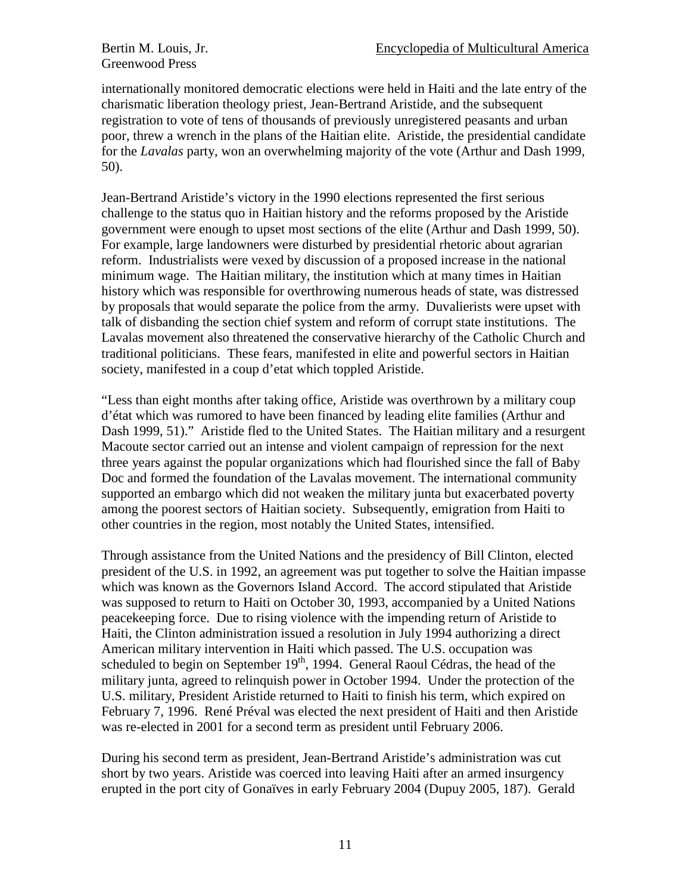internationally monitored democratic elections were held in Haiti and the late entry of the charismatic liberation theology priest, Jean-Bertrand Aristide, and the subsequent registration to vote of tens of thousands of previously unregistered peasants and urban poor, threw a wrench in the plans of the Haitian elite. Aristide, the presidential candidate for the *Lavalas* party, won an overwhelming majority of the vote (Arthur and Dash 1999, 50).

Jean-Bertrand Aristide's victory in the 1990 elections represented the first serious challenge to the status quo in Haitian history and the reforms proposed by the Aristide government were enough to upset most sections of the elite (Arthur and Dash 1999, 50). For example, large landowners were disturbed by presidential rhetoric about agrarian reform. Industrialists were vexed by discussion of a proposed increase in the national minimum wage. The Haitian military, the institution which at many times in Haitian history which was responsible for overthrowing numerous heads of state, was distressed by proposals that would separate the police from the army. Duvalierists were upset with talk of disbanding the section chief system and reform of corrupt state institutions. The Lavalas movement also threatened the conservative hierarchy of the Catholic Church and traditional politicians. These fears, manifested in elite and powerful sectors in Haitian society, manifested in a coup d'etat which toppled Aristide.

"Less than eight months after taking office, Aristide was overthrown by a military coup d'état which was rumored to have been financed by leading elite families (Arthur and Dash 1999, 51)." Aristide fled to the United States. The Haitian military and a resurgent Macoute sector carried out an intense and violent campaign of repression for the next three years against the popular organizations which had flourished since the fall of Baby Doc and formed the foundation of the Lavalas movement. The international community supported an embargo which did not weaken the military junta but exacerbated poverty among the poorest sectors of Haitian society. Subsequently, emigration from Haiti to other countries in the region, most notably the United States, intensified.

Through assistance from the United Nations and the presidency of Bill Clinton, elected president of the U.S. in 1992, an agreement was put together to solve the Haitian impasse which was known as the Governors Island Accord. The accord stipulated that Aristide was supposed to return to Haiti on October 30, 1993, accompanied by a United Nations peacekeeping force. Due to rising violence with the impending return of Aristide to Haiti, the Clinton administration issued a resolution in July 1994 authorizing a direct American military intervention in Haiti which passed. The U.S. occupation was scheduled to begin on September 19th, 1994. General Raoul Cédras, the head of the military junta, agreed to relinquish power in October 1994. Under the protection of the U.S. military, President Aristide returned to Haiti to finish his term, which expired on February 7, 1996. René Préval was elected the next president of Haiti and then Aristide was re-elected in 2001 for a second term as president until February 2006.

During his second term as president, Jean-Bertrand Aristide's administration was cut short by two years. Aristide was coerced into leaving Haiti after an armed insurgency erupted in the port city of Gonaïves in early February 2004 (Dupuy 2005, 187). Gerald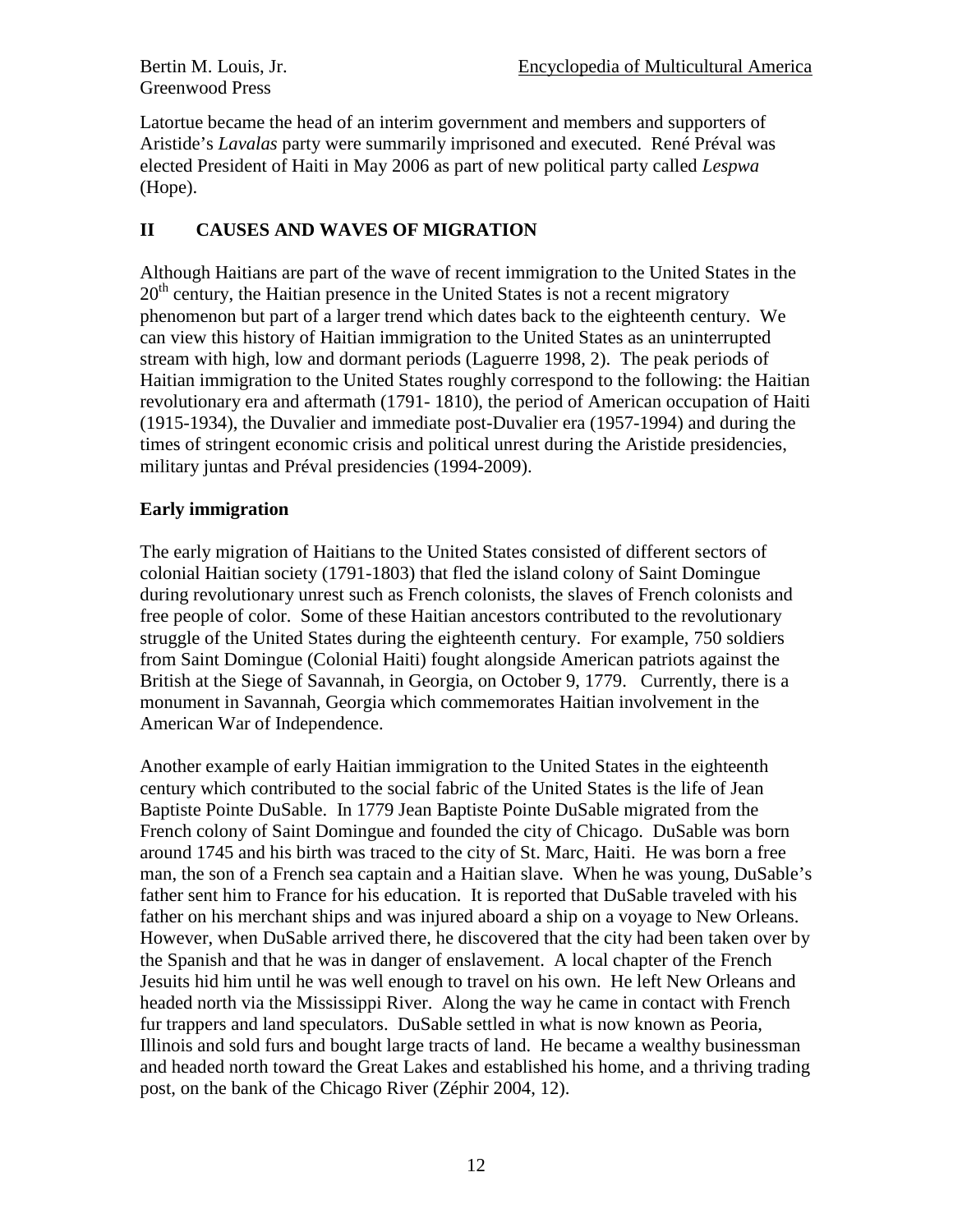Latortue became the head of an interim government and members and supporters of Aristide's *Lavalas* party were summarily imprisoned and executed. René Préval was elected President of Haiti in May 2006 as part of new political party called *Lespwa* (Hope).

## II CAUSES AND WAVES OF MIGRATION

Although Haitians are part of the wave of recent immigration to the United States in the 20th century, the Haitian presence in the United States is not a recent migratory phenomenon but part of a larger trend which dates back to the eighteenth century. We can view this history of Haitian immigration to the United States as an uninterrupted stream with high, low and dormant periods (Laguerre 1998, 2). The peak periods of Haitian immigration to the United States roughly correspond to the following: the Haitian revolutionary era and aftermath (1791- 1810), the period of American occupation of Haiti (1915-1934), the Duvalier and immediate post-Duvalier era (1957-1994) and during the times of stringent economic crisis and political unrest during the Aristide presidencies, military juntas and Préval presidencies (1994-2009).

### Early immigration

The early migration of Haitians to the United States consisted of different sectors of colonial Haitian society (1791-1803) that fled the island colony of Saint Domingue during revolutionary unrest such as French colonists, the slaves of French colonists and free people of color. Some of these Haitian ancestors contributed to the revolutionary struggle of the United States during the eighteenth century. For example, 750 soldiers from Saint Domingue (Colonial Haiti) fought alongside American patriots against the British at the Siege of Savannah, in Georgia, on October 9, 1779. Currently, there is a monument in Savannah, Georgia which commemorates Haitian involvement in the American War of Independence.

Another example of early Haitian immigration to the United States in the eighteenth century which contributed to the social fabric of the United States is the life of Jean Baptiste Pointe DuSable. In 1779 Jean Baptiste Pointe DuSable migrated from the French colony of Saint Domingue and founded the city of Chicago. DuSable was born around 1745 and his birth was traced to the city of St. Marc, Haiti. He was born a free man, the son of a French sea captain and a Haitian slave. When he was young, DuSable's father sent him to France for his education. It is reported that DuSable traveled with his father on his merchant ships and was injured aboard a ship on a voyage to New Orleans. However, when DuSable arrived there, he discovered that the city had been taken over by the Spanish and that he was in danger of enslavement. A local chapter of the French Jesuits hid him until he was well enough to travel on his own. He left New Orleans and headed north via the Mississippi River. Along the way he came in contact with French fur trappers and land speculators. DuSable settled in what is now known as Peoria, Illinois and sold furs and bought large tracts of land. He became a wealthy businessman and headed north toward the Great Lakes and established his home, and a thriving trading post, on the bank of the Chicago River (Zéphir 2004, 12).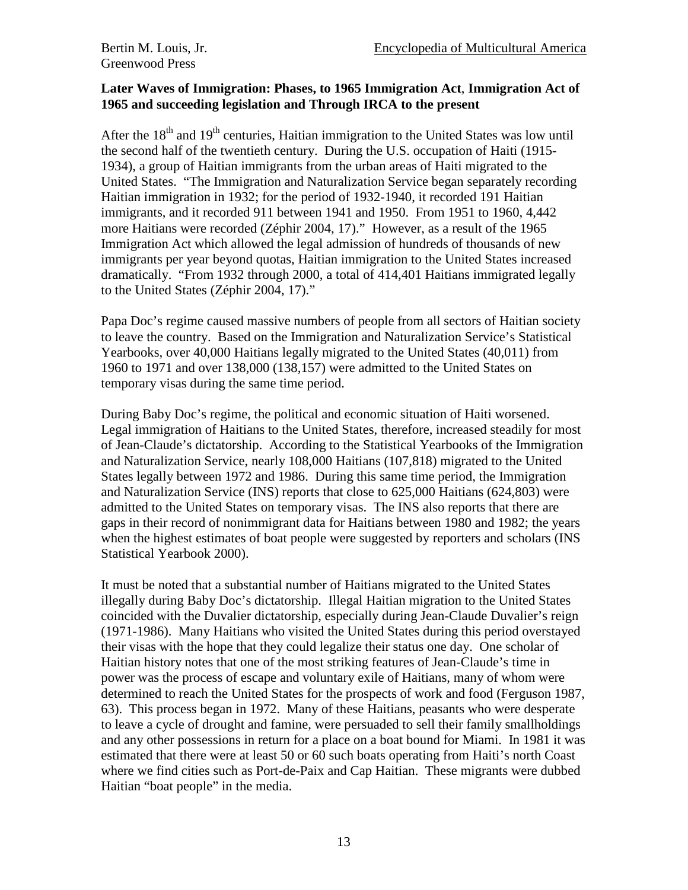## Later Waves of Immigration: Phases, to 1965 Immigration Act, Immigration Act of 1965 and succeeding legislation and Through IRCA to the present

After the 18th and 19th centuries, Haitian immigration to the United States was low until the second half of the twentieth century. During the U.S. occupation of Haiti (1915-1934), a group of Haitian immigrants from the urban areas of Haiti migrated to the United States. "The Immigration and Naturalization Service began separately recording Haitian immigration in 1932; for the period of 1932-1940, it recorded 191 Haitian immigrants, and it recorded 911 between 1941 and 1950. From 1951 to 1960, 4,442 more Haitians were recorded (Zéphir 2004, 17)." However, as a result of the 1965 Immigration Act which allowed the legal admission of hundreds of thousands of new immigrants per year beyond quotas, Haitian immigration to the United States increased dramatically. "From 1932 through 2000, a total of 414,401 Haitians immigrated legally to the United States (Zéphir 2004, 17)."

Papa Doc's regime caused massive numbers of people from all sectors of Haitian society to leave the country. Based on the Immigration and Naturalization Service's Statistical Yearbooks, over 40,000 Haitians legally migrated to the United States (40,011) from 1960 to 1971 and over 138,000 (138,157) were admitted to the United States on temporary visas during the same time period.

During Baby Doc's regime, the political and economic situation of Haiti worsened. Legal immigration of Haitians to the United States, therefore, increased steadily for most of Jean-Claude's dictatorship. According to the Statistical Yearbooks of the Immigration and Naturalization Service, nearly 108,000 Haitians (107,818) migrated to the United States legally between 1972 and 1986. During this same time period, the Immigration and Naturalization Service (INS) reports that close to 625,000 Haitians (624,803) were admitted to the United States on temporary visas. The INS also reports that there are gaps in their record of nonimmigrant data for Haitians between 1980 and 1982; the years when the highest estimates of boat people were suggested by reporters and scholars (INS Statistical Yearbook 2000).

It must be noted that a substantial number of Haitians migrated to the United States illegally during Baby Doc's dictatorship. Illegal Haitian migration to the United States coincided with the Duvalier dictatorship, especially during Jean-Claude Duvalier's reign (1971-1986). Many Haitians who visited the United States during this period overstayed their visas with the hope that they could legalize their status one day. One scholar of Haitian history notes that one of the most striking features of Jean-Claude's time in power was the process of escape and voluntary exile of Haitians, many of whom were determined to reach the United States for the prospects of work and food (Ferguson 1987, 63). This process began in 1972. Many of these Haitians, peasants who were desperate to leave a cycle of drought and famine, were persuaded to sell their family smallholdings and any other possessions in return for a place on a boat bound for Miami. In 1981 it was estimated that there were at least 50 or 60 such boats operating from Haiti's north Coast where we find cities such as Port-de-Paix and Cap Haitian. These migrants were dubbed Haitian "boat people" in the media.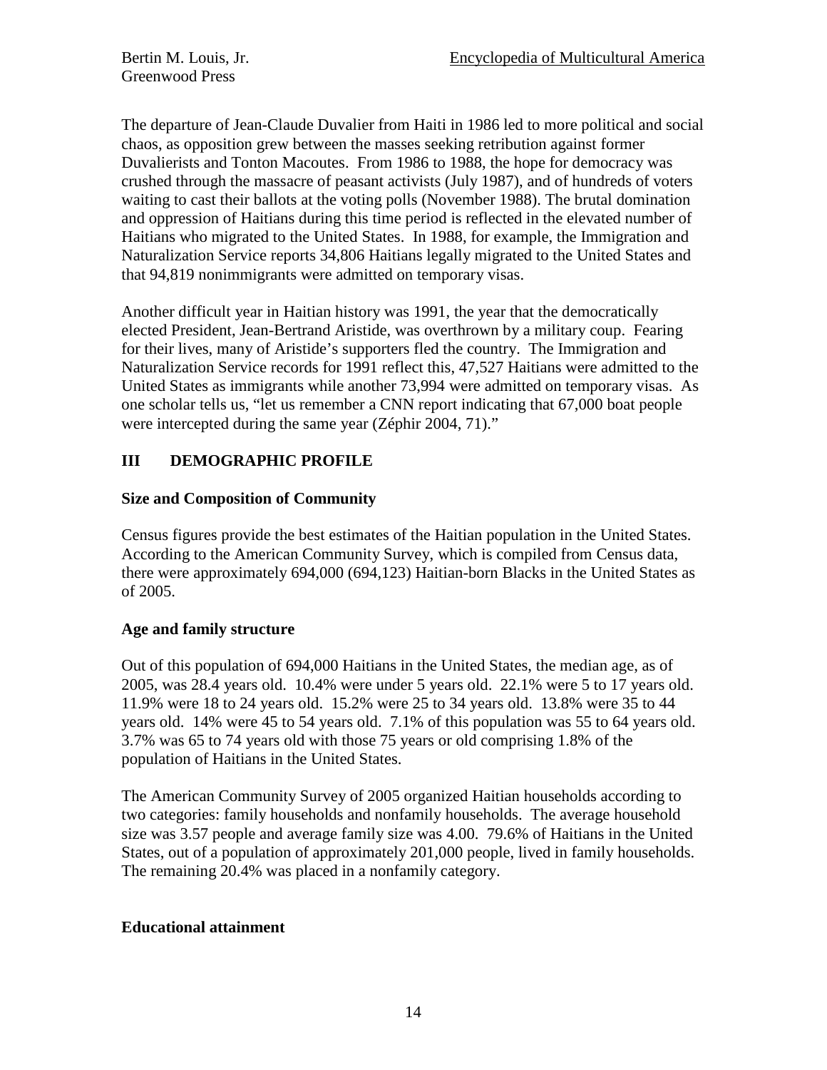The departure of Jean-Claude Duvalier from Haiti in 1986 led to more political and social chaos, as opposition grew between the masses seeking retribution against former Duvalierists and Tonton Macoutes. From 1986 to 1988, the hope for democracy was crushed through the massacre of peasant activists (July 1987), and of hundreds of voters waiting to cast their ballots at the voting polls (November 1988). The brutal domination and oppression of Haitians during this time period is reflected in the elevated number of Haitians who migrated to the United States. In 1988, for example, the Immigration and Naturalization Service reports 34,806 Haitians legally migrated to the United States and that 94,819 nonimmigrants were admitted on temporary visas.

Another difficult year in Haitian history was 1991, the year that the democratically elected President, Jean-Bertrand Aristide, was overthrown by a military coup. Fearing for their lives, many of Aristide's supporters fled the country. The Immigration and Naturalization Service records for 1991 reflect this, 47,527 Haitians were admitted to the United States as immigrants while another 73,994 were admitted on temporary visas. As one scholar tells us, "let us remember a CNN report indicating that 67,000 boat people were intercepted during the same year (Zéphir 2004, 71)."

## III DEMOGRAPHIC PROFILE

### Size and Composition of Community

Census figures provide the best estimates of the Haitian population in the United States. According to the American Community Survey, which is compiled from Census data, there were approximately 694,000 (694,123) Haitian-born Blacks in the United States as of 2005.

### Age and family structure

Out of this population of 694,000 Haitians in the United States, the median age, as of 2005, was 28.4 years old. 10.4% were under 5 years old. 22.1% were 5 to 17 years old. 11.9% were 18 to 24 years old. 15.2% were 25 to 34 years old. 13.8% were 35 to 44 years old. 14% were 45 to 54 years old. 7.1% of this population was 55 to 64 years old. 3.7% was 65 to 74 years old with those 75 years or old comprising 1.8% of the population of Haitians in the United States.

The American Community Survey of 2005 organized Haitian households according to two categories: family households and nonfamily households. The average household size was 3.57 people and average family size was 4.00. 79.6% of Haitians in the United States, out of a population of approximately 201,000 people, lived in family households. The remaining 20.4% was placed in a nonfamily category.

### Educational attainment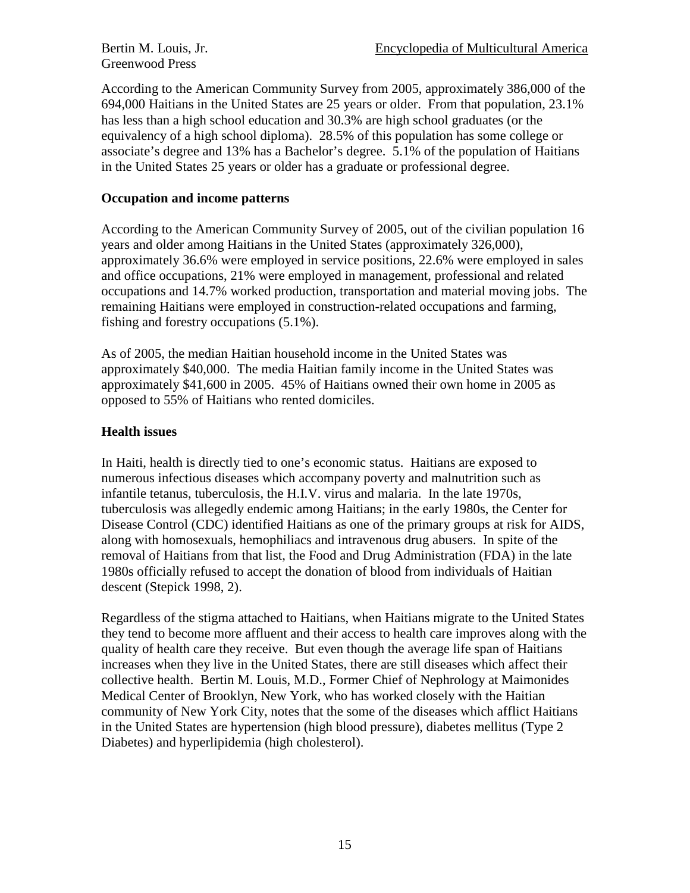According to the American Community Survey from 2005, approximately 386,000 of the 694,000 Haitians in the United States are 25 years or older. From that population, 23.1% has less than a high school education and 30.3% are high school graduates (or the equivalency of a high school diploma). 28.5% of this population has some college or associate's degree and 13% has a Bachelor's degree. 5.1% of the population of Haitians in the United States 25 years or older has a graduate or professional degree.

## Occupation and income patterns

According to the American Community Survey of 2005, out of the civilian population 16 years and older among Haitians in the United States (approximately 326,000), approximately 36.6% were employed in service positions, 22.6% were employed in sales and office occupations, 21% were employed in management, professional and related occupations and 14.7% worked production, transportation and material moving jobs. The remaining Haitians were employed in construction-related occupations and farming, fishing and forestry occupations (5.1%).

As of 2005, the median Haitian household income in the United States was approximately $40,000. The media Haitian family income in the United States was approximately $41,600 in 2005. 45% of Haitians owned their own home in 2005 as opposed to 55% of Haitians who rented domiciles.

## Health issues

In Haiti, health is directly tied to one's economic status. Haitians are exposed to numerous infectious diseases which accompany poverty and malnutrition such as infantile tetanus, tuberculosis, the H.I.V. virus and malaria. In the late 1970s, tuberculosis was allegedly endemic among Haitians; in the early 1980s, the Center for Disease Control (CDC) identified Haitians as one of the primary groups at risk for AIDS, along with homosexuals, hemophiliacs and intravenous drug abusers. In spite of the removal of Haitians from that list, the Food and Drug Administration (FDA) in the late 1980s officially refused to accept the donation of blood from individuals of Haitian descent (Stepick 1998, 2).

Regardless of the stigma attached to Haitians, when Haitians migrate to the United States they tend to become more affluent and their access to health care improves along with the quality of health care they receive. But even though the average life span of Haitians increases when they live in the United States, there are still diseases which affect their collective health. Bertin M. Louis, M.D., Former Chief of Nephrology at Maimonides Medical Center of Brooklyn, New York, who has worked closely with the Haitian community of New York City, notes that the some of the diseases which afflict Haitians in the United States are hypertension (high blood pressure), diabetes mellitus (Type 2 Diabetes) and hyperlipidemia (high cholesterol).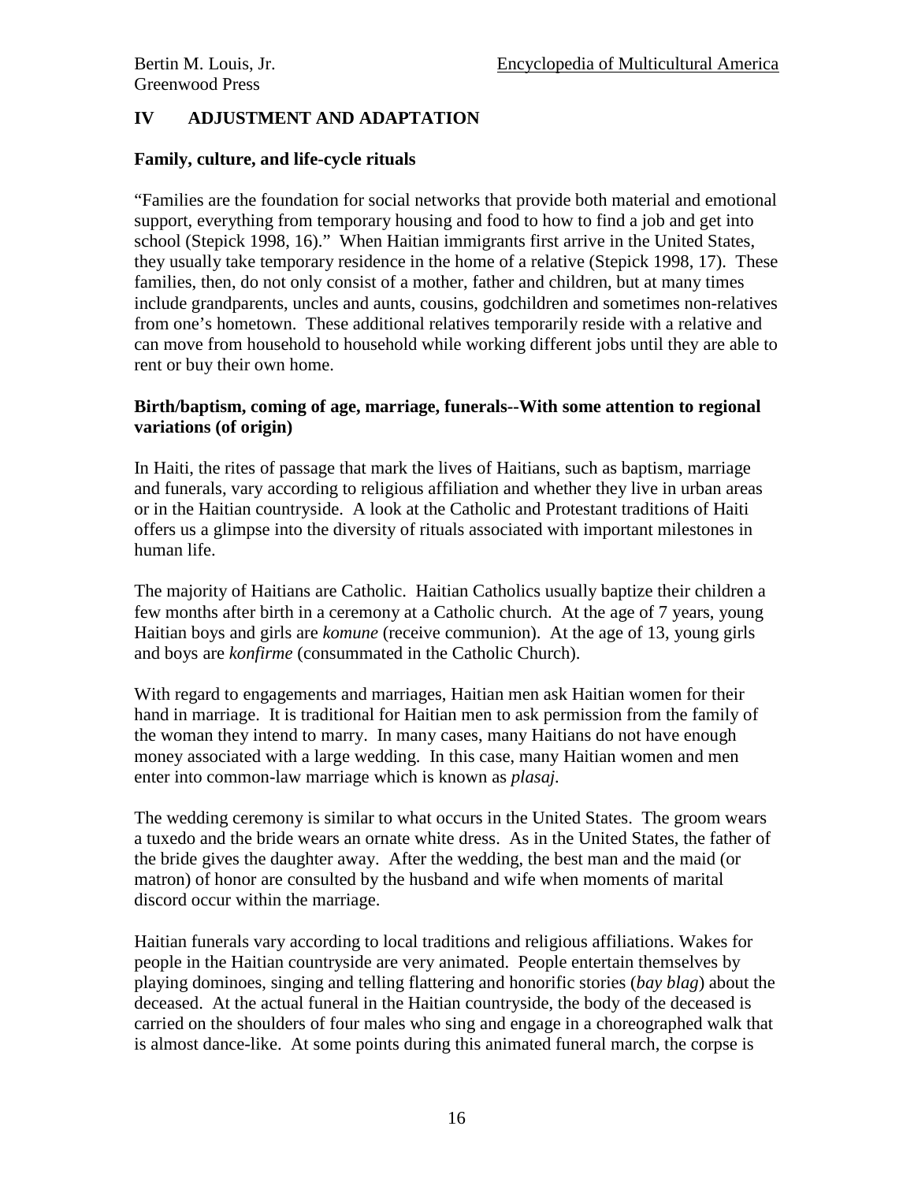## IV ADJUSTMENT AND ADAPTATION

### Family, culture, and life-cycle rituals

"Families are the foundation for social networks that provide both material and emotional support, everything from temporary housing and food to how to find a job and get into school (Stepick 1998, 16)." When Haitian immigrants first arrive in the United States, they usually take temporary residence in the home of a relative (Stepick 1998, 17). These families, then, do not only consist of a mother, father and children, but at many times include grandparents, uncles and aunts, cousins, godchildren and sometimes non-relatives from one's hometown. These additional relatives temporarily reside with a relative and can move from household to household while working different jobs until they are able to rent or buy their own home.

### Birth/baptism, coming of age, marriage, funerals--With some attention to regional variations (of origin)

In Haiti, the rites of passage that mark the lives of Haitians, such as baptism, marriage and funerals, vary according to religious affiliation and whether they live in urban areas or in the Haitian countryside. A look at the Catholic and Protestant traditions of Haiti offers us a glimpse into the diversity of rituals associated with important milestones in human life.

The majority of Haitians are Catholic. Haitian Catholics usually baptize their children a few months after birth in a ceremony at a Catholic church. At the age of 7 years, young Haitian boys and girls are *komune* (receive communion). At the age of 13, young girls and boys are *konfirme* (consummated in the Catholic Church).

With regard to engagements and marriages, Haitian men ask Haitian women for their hand in marriage. It is traditional for Haitian men to ask permission from the family of the woman they intend to marry. In many cases, many Haitians do not have enough money associated with a large wedding. In this case, many Haitian women and men enter into common-law marriage which is known as *plasaj*.

The wedding ceremony is similar to what occurs in the United States. The groom wears a tuxedo and the bride wears an ornate white dress. As in the United States, the father of the bride gives the daughter away. After the wedding, the best man and the maid (or matron) of honor are consulted by the husband and wife when moments of marital discord occur within the marriage.

Haitian funerals vary according to local traditions and religious affiliations. Wakes for people in the Haitian countryside are very animated. People entertain themselves by playing dominoes, singing and telling flattering and honorific stories (*bay blag*) about the deceased. At the actual funeral in the Haitian countryside, the body of the deceased is carried on the shoulders of four males who sing and engage in a choreographed walk that is almost dance-like. At some points during this animated funeral march, the corpse is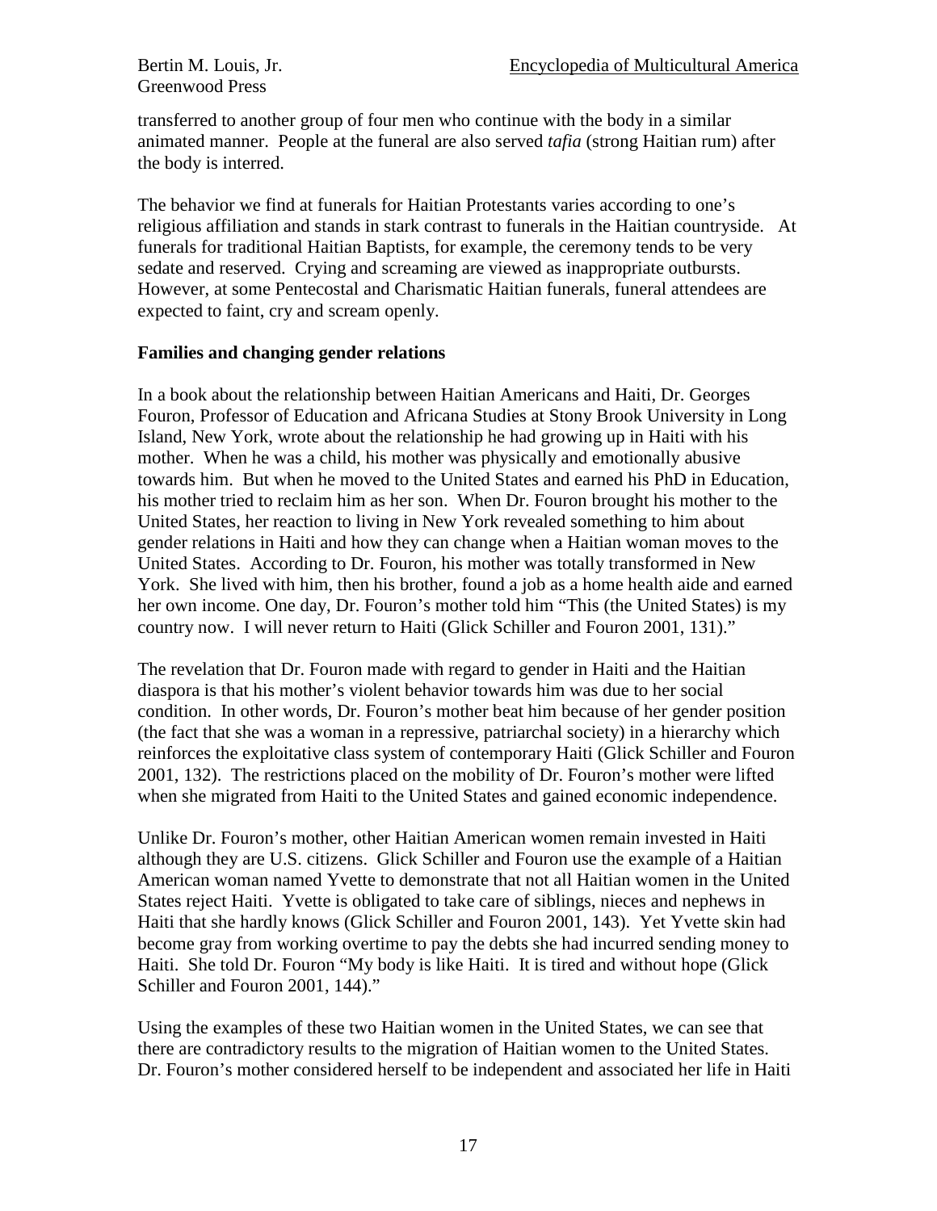transferred to another group of four men who continue with the body in a similar animated manner. People at the funeral are also served *tafia* (strong Haitian rum) after the body is interred.

The behavior we find at funerals for Haitian Protestants varies according to one's religious affiliation and stands in stark contrast to funerals in the Haitian countryside. At funerals for traditional Haitian Baptists, for example, the ceremony tends to be very sedate and reserved. Crying and screaming are viewed as inappropriate outbursts. However, at some Pentecostal and Charismatic Haitian funerals, funeral attendees are expected to faint, cry and scream openly.

**Families and changing gender relations**

In a book about the relationship between Haitian Americans and Haiti, Dr. Georges Fouron, Professor of Education and Africana Studies at Stony Brook University in Long Island, New York, wrote about the relationship he had growing up in Haiti with his mother. When he was a child, his mother was physically and emotionally abusive towards him. But when he moved to the United States and earned his PhD in Education, his mother tried to reclaim him as her son. When Dr. Fouron brought his mother to the United States, her reaction to living in New York revealed something to him about gender relations in Haiti and how they can change when a Haitian woman moves to the United States. According to Dr. Fouron, his mother was totally transformed in New York. She lived with him, then his brother, found a job as a home health aide and earned her own income. One day, Dr. Fouron's mother told him "This (the United States) is my country now. I will never return to Haiti (Glick Schiller and Fouron 2001, 131)."

The revelation that Dr. Fouron made with regard to gender in Haiti and the Haitian diaspora is that his mother's violent behavior towards him was due to her social condition. In other words, Dr. Fouron's mother beat him because of her gender position (the fact that she was a woman in a repressive, patriarchal society) in a hierarchy which reinforces the exploitative class system of contemporary Haiti (Glick Schiller and Fouron 2001, 132). The restrictions placed on the mobility of Dr. Fouron's mother were lifted when she migrated from Haiti to the United States and gained economic independence.

Unlike Dr. Fouron's mother, other Haitian American women remain invested in Haiti although they are U.S. citizens. Glick Schiller and Fouron use the example of a Haitian American woman named Yvette to demonstrate that not all Haitian women in the United States reject Haiti. Yvette is obligated to take care of siblings, nieces and nephews in Haiti that she hardly knows (Glick Schiller and Fouron 2001, 143). Yet Yvette skin had become gray from working overtime to pay the debts she had incurred sending money to Haiti. She told Dr. Fouron "My body is like Haiti. It is tired and without hope (Glick Schiller and Fouron 2001, 144)."

Using the examples of these two Haitian women in the United States, we can see that there are contradictory results to the migration of Haitian women to the United States. Dr. Fouron's mother considered herself to be independent and associated her life in Haiti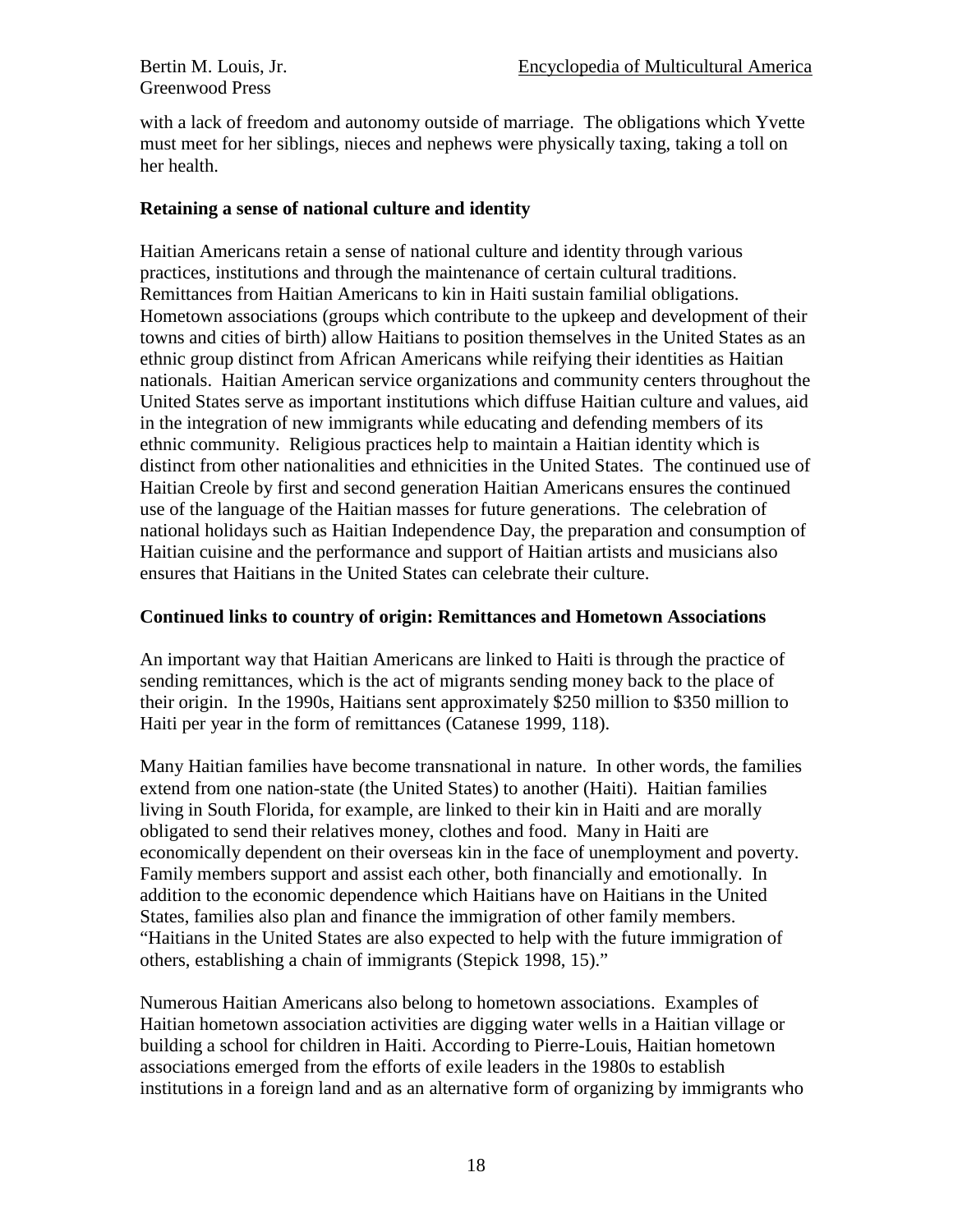with a lack of freedom and autonomy outside of marriage. The obligations which Yvette must meet for her siblings, nieces and nephews were physically taxing, taking a toll on her health.

**Retaining a sense of national culture and identity**

Haitian Americans retain a sense of national culture and identity through various practices, institutions and through the maintenance of certain cultural traditions. Remittances from Haitian Americans to kin in Haiti sustain familial obligations. Hometown associations (groups which contribute to the upkeep and development of their towns and cities of birth) allow Haitians to position themselves in the United States as an ethnic group distinct from African Americans while reifying their identities as Haitian nationals. Haitian American service organizations and community centers throughout the United States serve as important institutions which diffuse Haitian culture and values, aid in the integration of new immigrants while educating and defending members of its ethnic community. Religious practices help to maintain a Haitian identity which is distinct from other nationalities and ethnicities in the United States. The continued use of Haitian Creole by first and second generation Haitian Americans ensures the continued use of the language of the Haitian masses for future generations. The celebration of national holidays such as Haitian Independence Day, the preparation and consumption of Haitian cuisine and the performance and support of Haitian artists and musicians also ensures that Haitians in the United States can celebrate their culture.

**Continued links to country of origin: Remittances and Hometown Associations**

An important way that Haitian Americans are linked to Haiti is through the practice of sending remittances, which is the act of migrants sending money back to the place of their origin. In the 1990s, Haitians sent approximately $250 million to $350 million to Haiti per year in the form of remittances (Catanese 1999, 118).

Many Haitian families have become transnational in nature. In other words, the families extend from one nation-state (the United States) to another (Haiti). Haitian families living in South Florida, for example, are linked to their kin in Haiti and are morally obligated to send their relatives money, clothes and food. Many in Haiti are economically dependent on their overseas kin in the face of unemployment and poverty. Family members support and assist each other, both financially and emotionally. In addition to the economic dependence which Haitians have on Haitians in the United States, families also plan and finance the immigration of other family members. "Haitians in the United States are also expected to help with the future immigration of others, establishing a chain of immigrants (Stepick 1998, 15)."

Numerous Haitian Americans also belong to hometown associations. Examples of Haitian hometown association activities are digging water wells in a Haitian village or building a school for children in Haiti. According to Pierre-Louis, Haitian hometown associations emerged from the efforts of exile leaders in the 1980s to establish institutions in a foreign land and as an alternative form of organizing by immigrants who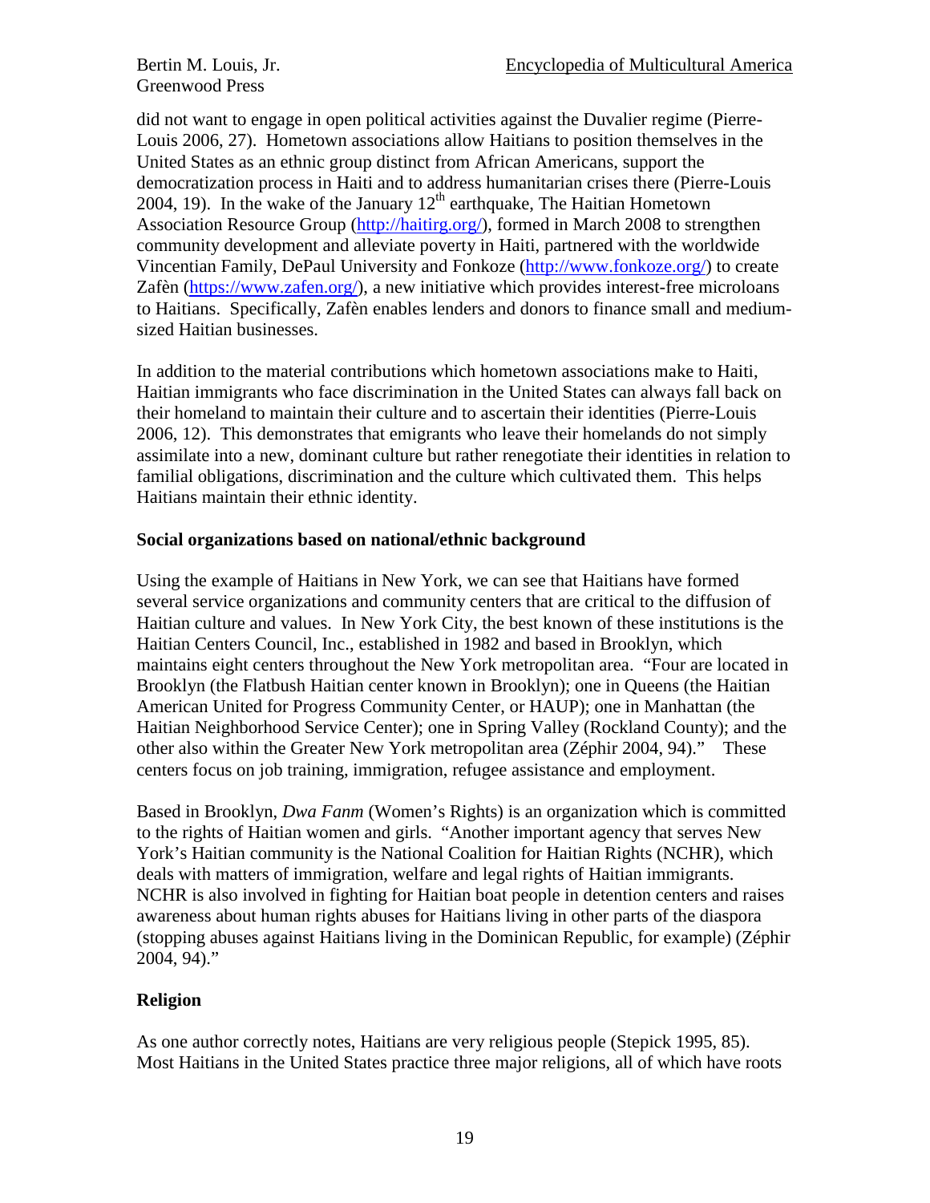did not want to engage in open political activities against the Duvalier regime (Pierre-Louis 2006, 27). Hometown associations allow Haitians to position themselves in the United States as an ethnic group distinct from African Americans, support the democratization process in Haiti and to address humanitarian crises there (Pierre-Louis 2004, 19). In the wake of the January 12th earthquake, The Haitian Hometown Association Resource Group (http://haitirg.org/), formed in March 2008 to strengthen community development and alleviate poverty in Haiti, partnered with the worldwide Vincentian Family, DePaul University and Fonkoze (http://www.fonkoze.org/) to create Zafèn (https://www.zafen.org/), a new initiative which provides interest-free microloans to Haitians. Specifically, Zafèn enables lenders and donors to finance small and medium-sized Haitian businesses.

In addition to the material contributions which hometown associations make to Haiti, Haitian immigrants who face discrimination in the United States can always fall back on their homeland to maintain their culture and to ascertain their identities (Pierre-Louis 2006, 12). This demonstrates that emigrants who leave their homelands do not simply assimilate into a new, dominant culture but rather renegotiate their identities in relation to familial obligations, discrimination and the culture which cultivated them. This helps Haitians maintain their ethnic identity.

**Social organizations based on national/ethnic background**

Using the example of Haitians in New York, we can see that Haitians have formed several service organizations and community centers that are critical to the diffusion of Haitian culture and values. In New York City, the best known of these institutions is the Haitian Centers Council, Inc., established in 1982 and based in Brooklyn, which maintains eight centers throughout the New York metropolitan area. "Four are located in Brooklyn (the Flatbush Haitian center known in Brooklyn); one in Queens (the Haitian American United for Progress Community Center, or HAUP); one in Manhattan (the Haitian Neighborhood Service Center); one in Spring Valley (Rockland County); and the other also within the Greater New York metropolitan area (Zéphir 2004, 94)." These centers focus on job training, immigration, refugee assistance and employment.

Based in Brooklyn, *Dwa Fanm* (Women's Rights) is an organization which is committed to the rights of Haitian women and girls. "Another important agency that serves New York's Haitian community is the National Coalition for Haitian Rights (NCHR), which deals with matters of immigration, welfare and legal rights of Haitian immigrants. NCHR is also involved in fighting for Haitian boat people in detention centers and raises awareness about human rights abuses for Haitians living in other parts of the diaspora (stopping abuses against Haitians living in the Dominican Republic, for example) (Zéphir 2004, 94)."

**Religion**

As one author correctly notes, Haitians are very religious people (Stepick 1995, 85). Most Haitians in the United States practice three major religions, all of which have roots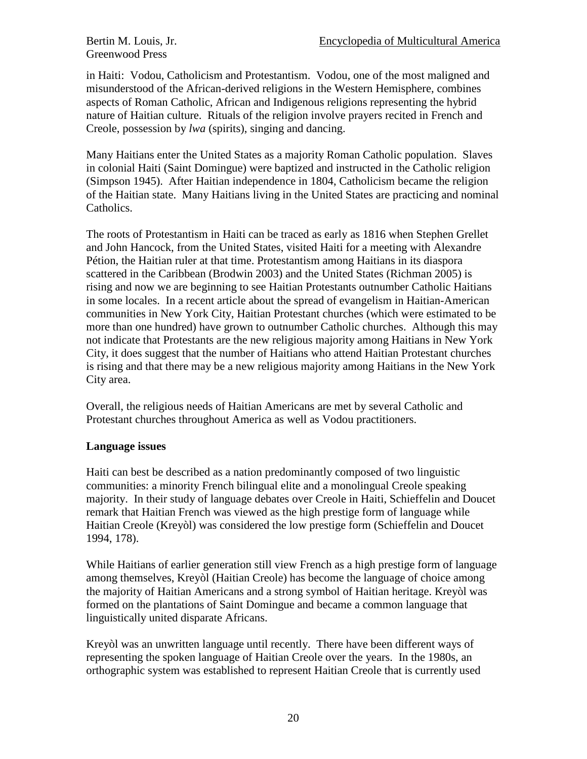in Haiti:  Vodou, Catholicism and Protestantism.  Vodou, one of the most maligned and misunderstood of the African-derived religions in the Western Hemisphere, combines aspects of Roman Catholic, African and Indigenous religions representing the hybrid nature of Haitian culture.  Rituals of the religion involve prayers recited in French and Creole, possession by *lwa* (spirits), singing and dancing.

Many Haitians enter the United States as a majority Roman Catholic population.  Slaves in colonial Haiti (Saint Domingue) were baptized and instructed in the Catholic religion (Simpson 1945).  After Haitian independence in 1804, Catholicism became the religion of the Haitian state.  Many Haitians living in the United States are practicing and nominal Catholics.

The roots of Protestantism in Haiti can be traced as early as 1816 when Stephen Grellet and John Hancock, from the United States, visited Haiti for a meeting with Alexandre Pétion, the Haitian ruler at that time. Protestantism among Haitians in its diaspora scattered in the Caribbean (Brodwin 2003) and the United States (Richman 2005) is rising and now we are beginning to see Haitian Protestants outnumber Catholic Haitians in some locales.  In a recent article about the spread of evangelism in Haitian-American communities in New York City, Haitian Protestant churches (which were estimated to be more than one hundred) have grown to outnumber Catholic churches.  Although this may not indicate that Protestants are the new religious majority among Haitians in New York City, it does suggest that the number of Haitians who attend Haitian Protestant churches is rising and that there may be a new religious majority among Haitians in the New York City area.

Overall, the religious needs of Haitian Americans are met by several Catholic and Protestant churches throughout America as well as Vodou practitioners.

**Language issues**

Haiti can best be described as a nation predominantly composed of two linguistic communities: a minority French bilingual elite and a monolingual Creole speaking majority.  In their study of language debates over Creole in Haiti, Schieffelin and Doucet remark that Haitian French was viewed as the high prestige form of language while Haitian Creole (Kreyòl) was considered the low prestige form (Schieffelin and Doucet 1994, 178).

While Haitians of earlier generation still view French as a high prestige form of language among themselves, Kreyòl (Haitian Creole) has become the language of choice among the majority of Haitian Americans and a strong symbol of Haitian heritage. Kreyòl was formed on the plantations of Saint Domingue and became a common language that linguistically united disparate Africans.

Kreyòl was an unwritten language until recently.  There have been different ways of representing the spoken language of Haitian Creole over the years.  In the 1980s, an orthographic system was established to represent Haitian Creole that is currently used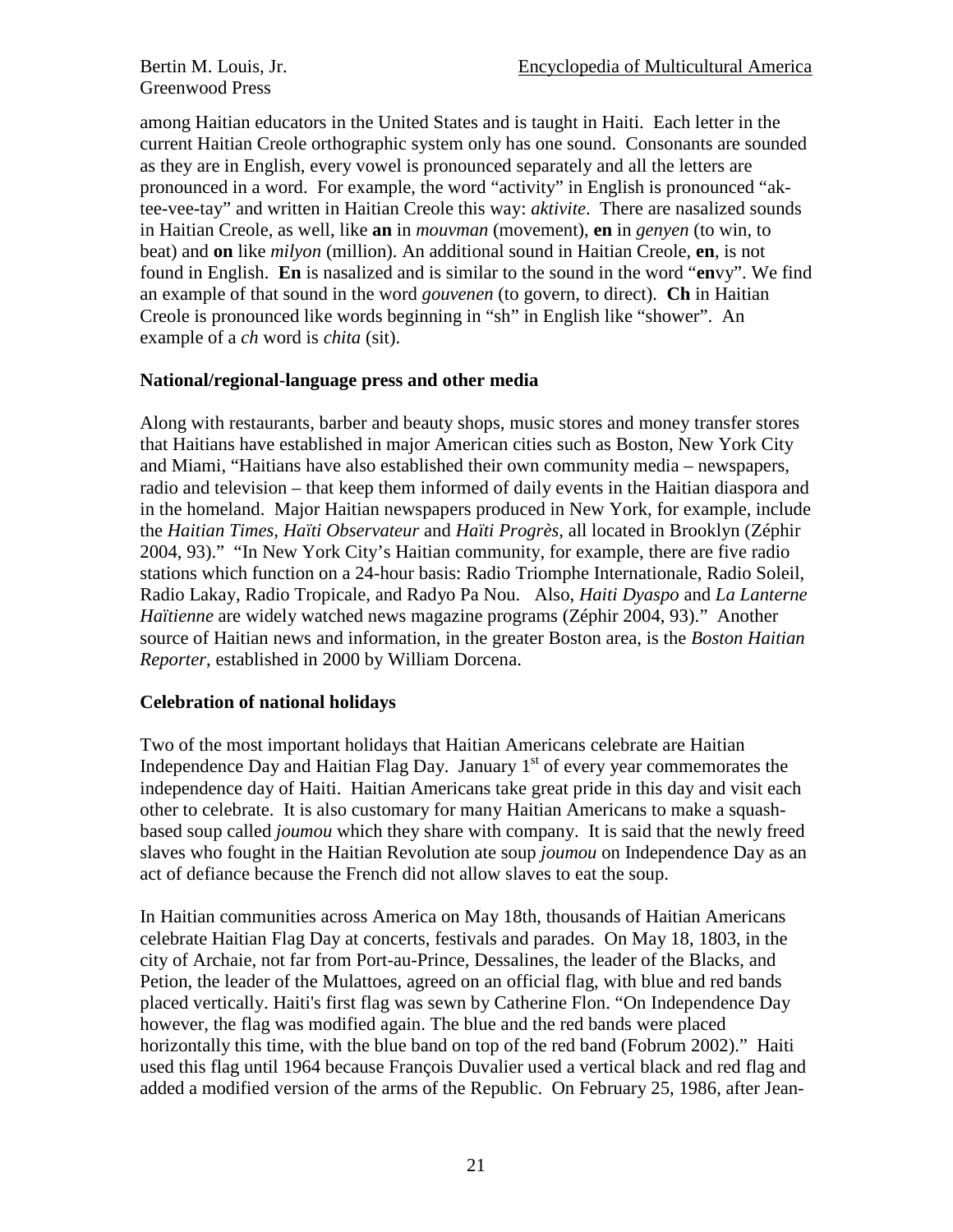among Haitian educators in the United States and is taught in Haiti. Each letter in the current Haitian Creole orthographic system only has one sound. Consonants are sounded as they are in English, every vowel is pronounced separately and all the letters are pronounced in a word. For example, the word "activity" in English is pronounced "ak-tee-vee-tay" and written in Haitian Creole this way: *aktivite*. There are nasalized sounds in Haitian Creole, as well, like **an** in *mouvman* (movement), **en** in *genyen* (to win, to beat) and **on** like *milyon* (million). An additional sound in Haitian Creole, **en**, is not found in English. **En** is nasalized and is similar to the sound in the word "**en**vy". We find an example of that sound in the word *gouvenen* (to govern, to direct). **Ch** in Haitian Creole is pronounced like words beginning in "sh" in English like "shower". An example of a *ch* word is *chita* (sit).

### National/regional-language press and other media

Along with restaurants, barber and beauty shops, music stores and money transfer stores that Haitians have established in major American cities such as Boston, New York City and Miami, "Haitians have also established their own community media – newspapers, radio and television – that keep them informed of daily events in the Haitian diaspora and in the homeland. Major Haitian newspapers produced in New York, for example, include the *Haitian Times*, *Haïti Observateur* and *Haïti Progrès*, all located in Brooklyn (Zéphir 2004, 93)." "In New York City's Haitian community, for example, there are five radio stations which function on a 24-hour basis: Radio Triomphe Internationale, Radio Soleil, Radio Lakay, Radio Tropicale, and Radyo Pa Nou. Also, *Haiti Dyaspo* and *La Lanterne Haïtienne* are widely watched news magazine programs (Zéphir 2004, 93)." Another source of Haitian news and information, in the greater Boston area, is the *Boston Haitian Reporter*, established in 2000 by William Dorcena.

### Celebration of national holidays

Two of the most important holidays that Haitian Americans celebrate are Haitian Independence Day and Haitian Flag Day. January 1st of every year commemorates the independence day of Haiti. Haitian Americans take great pride in this day and visit each other to celebrate. It is also customary for many Haitian Americans to make a squash-based soup called *joumou* which they share with company. It is said that the newly freed slaves who fought in the Haitian Revolution ate soup *joumou* on Independence Day as an act of defiance because the French did not allow slaves to eat the soup.

In Haitian communities across America on May 18th, thousands of Haitian Americans celebrate Haitian Flag Day at concerts, festivals and parades. On May 18, 1803, in the city of Archaie, not far from Port-au-Prince, Dessalines, the leader of the Blacks, and Petion, the leader of the Mulattoes, agreed on an official flag, with blue and red bands placed vertically. Haiti's first flag was sewn by Catherine Flon. "On Independence Day however, the flag was modified again. The blue and the red bands were placed horizontally this time, with the blue band on top of the red band (Fobrum 2002)." Haiti used this flag until 1964 because François Duvalier used a vertical black and red flag and added a modified version of the arms of the Republic. On February 25, 1986, after Jean-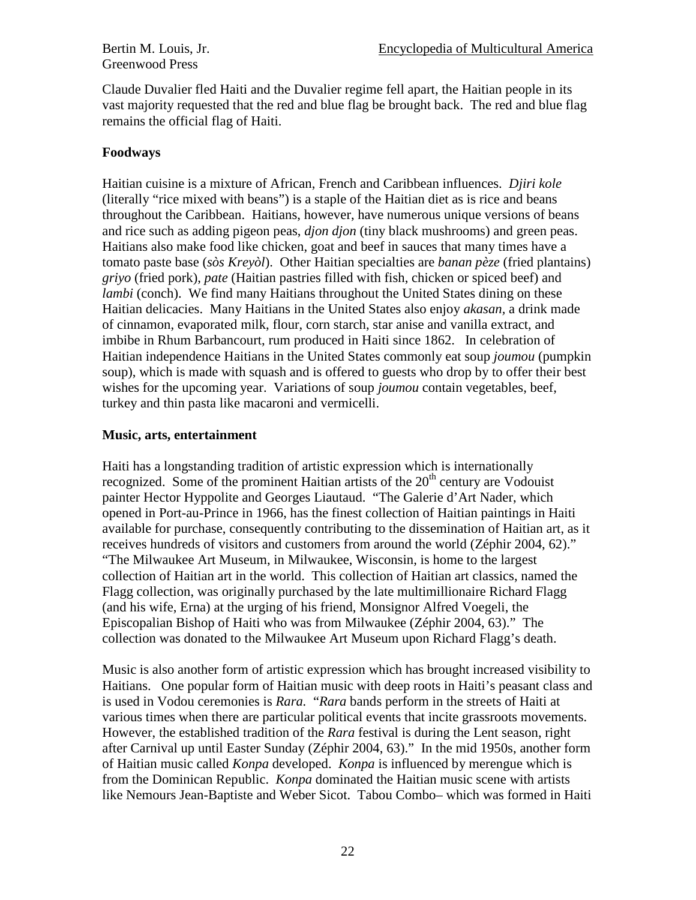Claude Duvalier fled Haiti and the Duvalier regime fell apart, the Haitian people in its vast majority requested that the red and blue flag be brought back. The red and blue flag remains the official flag of Haiti.

**Foodways**

Haitian cuisine is a mixture of African, French and Caribbean influences. *Djiri kole* (literally "rice mixed with beans") is a staple of the Haitian diet as is rice and beans throughout the Caribbean. Haitians, however, have numerous unique versions of beans and rice such as adding pigeon peas, *djon djon* (tiny black mushrooms) and green peas. Haitians also make food like chicken, goat and beef in sauces that many times have a tomato paste base (*sòs Kreyòl*). Other Haitian specialties are *banan pèze* (fried plantains) *griyo* (fried pork), *pate* (Haitian pastries filled with fish, chicken or spiced beef) and *lambi* (conch). We find many Haitians throughout the United States dining on these Haitian delicacies. Many Haitians in the United States also enjoy *akasan,* a drink made of cinnamon, evaporated milk, flour, corn starch, star anise and vanilla extract, and imbibe in Rhum Barbancourt, rum produced in Haiti since 1862. In celebration of Haitian independence Haitians in the United States commonly eat soup *joumou* (pumpkin soup), which is made with squash and is offered to guests who drop by to offer their best wishes for the upcoming year. Variations of soup *joumou* contain vegetables, beef, turkey and thin pasta like macaroni and vermicelli.

**Music, arts, entertainment**

Haiti has a longstanding tradition of artistic expression which is internationally recognized. Some of the prominent Haitian artists of the 20th century are Vodouist painter Hector Hyppolite and Georges Liautaud. "The Galerie d'Art Nader, which opened in Port-au-Prince in 1966, has the finest collection of Haitian paintings in Haiti available for purchase, consequently contributing to the dissemination of Haitian art, as it receives hundreds of visitors and customers from around the world (Zéphir 2004, 62)." "The Milwaukee Art Museum, in Milwaukee, Wisconsin, is home to the largest collection of Haitian art in the world. This collection of Haitian art classics, named the Flagg collection, was originally purchased by the late multimillionaire Richard Flagg (and his wife, Erna) at the urging of his friend, Monsignor Alfred Voegeli, the Episcopalian Bishop of Haiti who was from Milwaukee (Zéphir 2004, 63)." The collection was donated to the Milwaukee Art Museum upon Richard Flagg's death.

Music is also another form of artistic expression which has brought increased visibility to Haitians. One popular form of Haitian music with deep roots in Haiti's peasant class and is used in Vodou ceremonies is *Rara.* "*Rara* bands perform in the streets of Haiti at various times when there are particular political events that incite grassroots movements. However, the established tradition of the *Rara* festival is during the Lent season, right after Carnival up until Easter Sunday (Zéphir 2004, 63)." In the mid 1950s, another form of Haitian music called *Konpa* developed. *Konpa* is influenced by merengue which is from the Dominican Republic. *Konpa* dominated the Haitian music scene with artists like Nemours Jean-Baptiste and Weber Sicot. Tabou Combo– which was formed in Haiti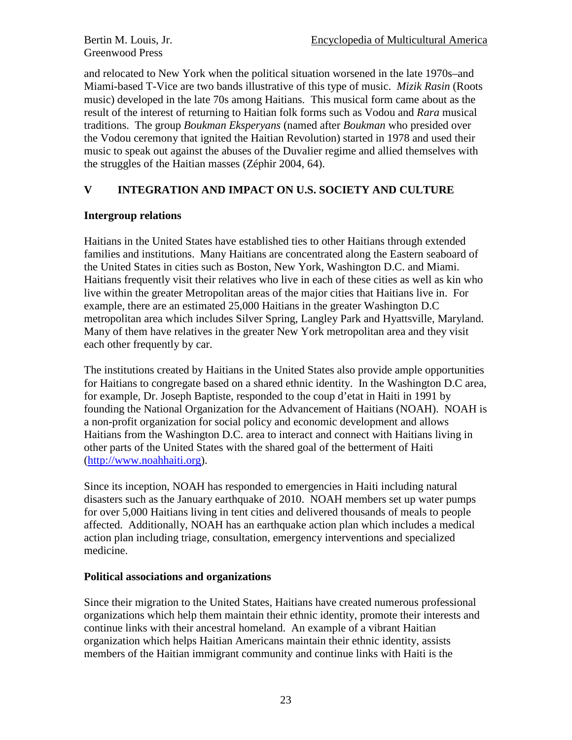and relocated to New York when the political situation worsened in the late 1970s–and Miami-based T-Vice are two bands illustrative of this type of music. *Mizik Rasin* (Roots music) developed in the late 70s among Haitians. This musical form came about as the result of the interest of returning to Haitian folk forms such as Vodou and *Rara* musical traditions. The group *Boukman Eksperyans* (named after *Boukman* who presided over the Vodou ceremony that ignited the Haitian Revolution) started in 1978 and used their music to speak out against the abuses of the Duvalier regime and allied themselves with the struggles of the Haitian masses (Zéphir 2004, 64).

## V INTEGRATION AND IMPACT ON U.S. SOCIETY AND CULTURE

### Intergroup relations

Haitians in the United States have established ties to other Haitians through extended families and institutions. Many Haitians are concentrated along the Eastern seaboard of the United States in cities such as Boston, New York, Washington D.C. and Miami. Haitians frequently visit their relatives who live in each of these cities as well as kin who live within the greater Metropolitan areas of the major cities that Haitians live in. For example, there are an estimated 25,000 Haitians in the greater Washington D.C metropolitan area which includes Silver Spring, Langley Park and Hyattsville, Maryland. Many of them have relatives in the greater New York metropolitan area and they visit each other frequently by car.

The institutions created by Haitians in the United States also provide ample opportunities for Haitians to congregate based on a shared ethnic identity. In the Washington D.C area, for example, Dr. Joseph Baptiste, responded to the coup d'etat in Haiti in 1991 by founding the National Organization for the Advancement of Haitians (NOAH). NOAH is a non-profit organization for social policy and economic development and allows Haitians from the Washington D.C. area to interact and connect with Haitians living in other parts of the United States with the shared goal of the betterment of Haiti ([http://www.noahhaiti.org](http://www.noahhaiti.org)).

Since its inception, NOAH has responded to emergencies in Haiti including natural disasters such as the January earthquake of 2010. NOAH members set up water pumps for over 5,000 Haitians living in tent cities and delivered thousands of meals to people affected. Additionally, NOAH has an earthquake action plan which includes a medical action plan including triage, consultation, emergency interventions and specialized medicine.

### Political associations and organizations

Since their migration to the United States, Haitians have created numerous professional organizations which help them maintain their ethnic identity, promote their interests and continue links with their ancestral homeland. An example of a vibrant Haitian organization which helps Haitian Americans maintain their ethnic identity, assists members of the Haitian immigrant community and continue links with Haiti is the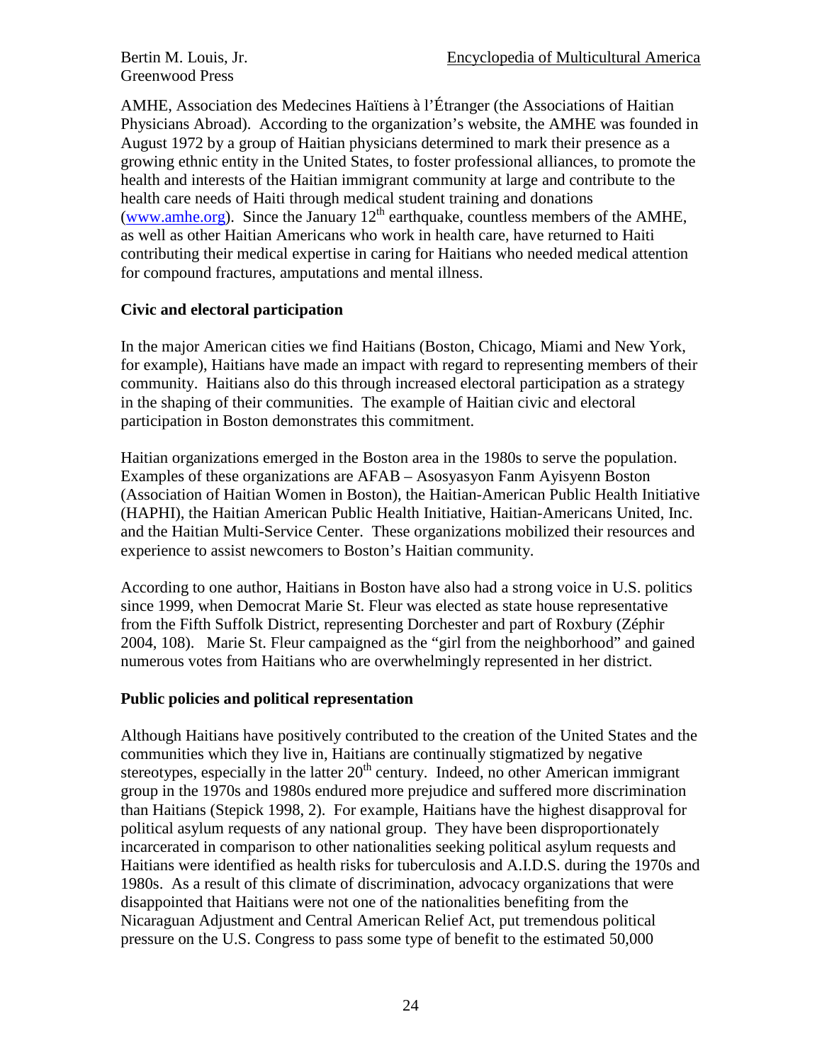AMHE, Association des Medecines Haïtiens à l'Étranger (the Associations of Haitian Physicians Abroad). According to the organization's website, the AMHE was founded in August 1972 by a group of Haitian physicians determined to mark their presence as a growing ethnic entity in the United States, to foster professional alliances, to promote the health and interests of the Haitian immigrant community at large and contribute to the health care needs of Haiti through medical student training and donations (www.amhe.org). Since the January 12th earthquake, countless members of the AMHE, as well as other Haitian Americans who work in health care, have returned to Haiti contributing their medical expertise in caring for Haitians who needed medical attention for compound fractures, amputations and mental illness.

**Civic and electoral participation**

In the major American cities we find Haitians (Boston, Chicago, Miami and New York, for example), Haitians have made an impact with regard to representing members of their community. Haitians also do this through increased electoral participation as a strategy in the shaping of their communities. The example of Haitian civic and electoral participation in Boston demonstrates this commitment.

Haitian organizations emerged in the Boston area in the 1980s to serve the population. Examples of these organizations are AFAB – Asosyasyon Fanm Ayisyenn Boston (Association of Haitian Women in Boston), the Haitian-American Public Health Initiative (HAPHI), the Haitian American Public Health Initiative, Haitian-Americans United, Inc. and the Haitian Multi-Service Center. These organizations mobilized their resources and experience to assist newcomers to Boston's Haitian community.

According to one author, Haitians in Boston have also had a strong voice in U.S. politics since 1999, when Democrat Marie St. Fleur was elected as state house representative from the Fifth Suffolk District, representing Dorchester and part of Roxbury (Zéphir 2004, 108). Marie St. Fleur campaigned as the "girl from the neighborhood" and gained numerous votes from Haitians who are overwhelmingly represented in her district.

**Public policies and political representation**

Although Haitians have positively contributed to the creation of the United States and the communities which they live in, Haitians are continually stigmatized by negative stereotypes, especially in the latter 20th century. Indeed, no other American immigrant group in the 1970s and 1980s endured more prejudice and suffered more discrimination than Haitians (Stepick 1998, 2). For example, Haitians have the highest disapproval for political asylum requests of any national group. They have been disproportionately incarcerated in comparison to other nationalities seeking political asylum requests and Haitians were identified as health risks for tuberculosis and A.I.D.S. during the 1970s and 1980s. As a result of this climate of discrimination, advocacy organizations that were disappointed that Haitians were not one of the nationalities benefiting from the Nicaraguan Adjustment and Central American Relief Act, put tremendous political pressure on the U.S. Congress to pass some type of benefit to the estimated 50,000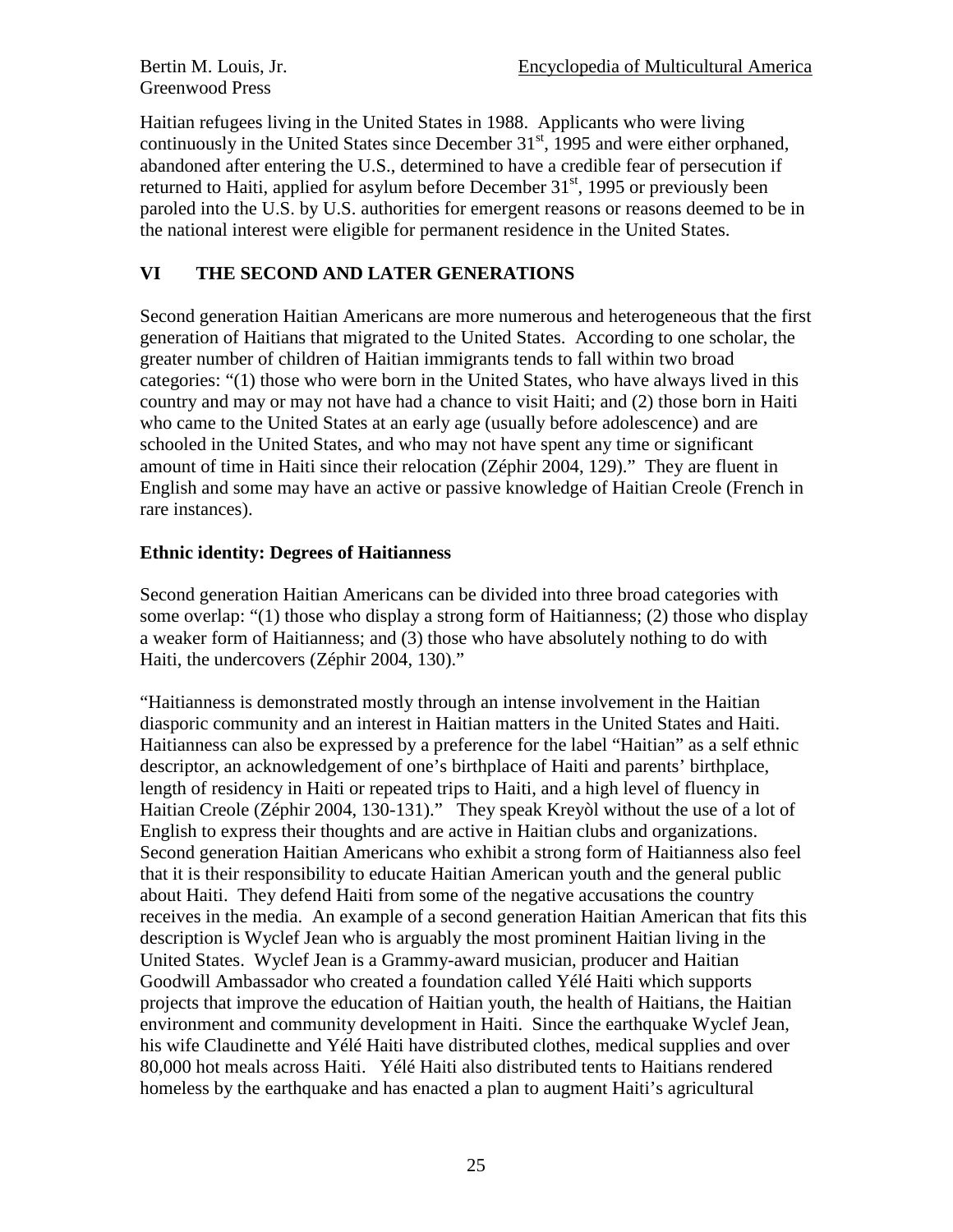Haitian refugees living in the United States in 1988. Applicants who were living continuously in the United States since December 31st, 1995 and were either orphaned, abandoned after entering the U.S., determined to have a credible fear of persecution if returned to Haiti, applied for asylum before December 31st, 1995 or previously been paroled into the U.S. by U.S. authorities for emergent reasons or reasons deemed to be in the national interest were eligible for permanent residence in the United States.

## VI THE SECOND AND LATER GENERATIONS

Second generation Haitian Americans are more numerous and heterogeneous that the first generation of Haitians that migrated to the United States. According to one scholar, the greater number of children of Haitian immigrants tends to fall within two broad categories: "(1) those who were born in the United States, who have always lived in this country and may or may not have had a chance to visit Haiti; and (2) those born in Haiti who came to the United States at an early age (usually before adolescence) and are schooled in the United States, and who may not have spent any time or significant amount of time in Haiti since their relocation (Zéphir 2004, 129)." They are fluent in English and some may have an active or passive knowledge of Haitian Creole (French in rare instances).

### Ethnic identity: Degrees of Haitianness

Second generation Haitian Americans can be divided into three broad categories with some overlap: "(1) those who display a strong form of Haitianness; (2) those who display a weaker form of Haitianness; and (3) those who have absolutely nothing to do with Haiti, the undercovers (Zéphir 2004, 130)."

"Haitianness is demonstrated mostly through an intense involvement in the Haitian diasporic community and an interest in Haitian matters in the United States and Haiti. Haitianness can also be expressed by a preference for the label "Haitian" as a self ethnic descriptor, an acknowledgement of one's birthplace of Haiti and parents' birthplace, length of residency in Haiti or repeated trips to Haiti, and a high level of fluency in Haitian Creole (Zéphir 2004, 130-131)." They speak Kreyòl without the use of a lot of English to express their thoughts and are active in Haitian clubs and organizations. Second generation Haitian Americans who exhibit a strong form of Haitianness also feel that it is their responsibility to educate Haitian American youth and the general public about Haiti. They defend Haiti from some of the negative accusations the country receives in the media. An example of a second generation Haitian American that fits this description is Wyclef Jean who is arguably the most prominent Haitian living in the United States. Wyclef Jean is a Grammy-award musician, producer and Haitian Goodwill Ambassador who created a foundation called Yélé Haiti which supports projects that improve the education of Haitian youth, the health of Haitians, the Haitian environment and community development in Haiti. Since the earthquake Wyclef Jean, his wife Claudinette and Yélé Haiti have distributed clothes, medical supplies and over 80,000 hot meals across Haiti. Yélé Haiti also distributed tents to Haitians rendered homeless by the earthquake and has enacted a plan to augment Haiti's agricultural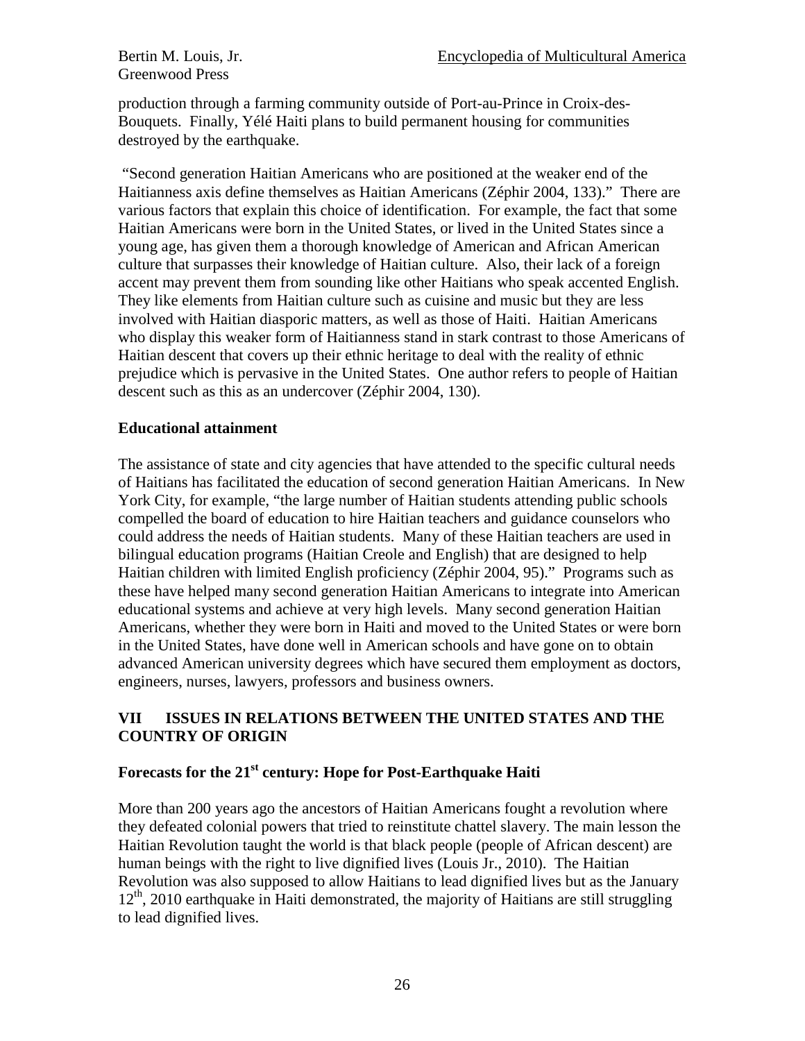production through a farming community outside of Port-au-Prince in Croix-des-Bouquets. Finally, Yélé Haiti plans to build permanent housing for communities destroyed by the earthquake.

"Second generation Haitian Americans who are positioned at the weaker end of the Haitianness axis define themselves as Haitian Americans (Zéphir 2004, 133)." There are various factors that explain this choice of identification. For example, the fact that some Haitian Americans were born in the United States, or lived in the United States since a young age, has given them a thorough knowledge of American and African American culture that surpasses their knowledge of Haitian culture. Also, their lack of a foreign accent may prevent them from sounding like other Haitians who speak accented English. They like elements from Haitian culture such as cuisine and music but they are less involved with Haitian diasporic matters, as well as those of Haiti. Haitian Americans who display this weaker form of Haitianness stand in stark contrast to those Americans of Haitian descent that covers up their ethnic heritage to deal with the reality of ethnic prejudice which is pervasive in the United States. One author refers to people of Haitian descent such as this as an undercover (Zéphir 2004, 130).

**Educational attainment**

The assistance of state and city agencies that have attended to the specific cultural needs of Haitians has facilitated the education of second generation Haitian Americans. In New York City, for example, "the large number of Haitian students attending public schools compelled the board of education to hire Haitian teachers and guidance counselors who could address the needs of Haitian students. Many of these Haitian teachers are used in bilingual education programs (Haitian Creole and English) that are designed to help Haitian children with limited English proficiency (Zéphir 2004, 95)." Programs such as these have helped many second generation Haitian Americans to integrate into American educational systems and achieve at very high levels. Many second generation Haitian Americans, whether they were born in Haiti and moved to the United States or were born in the United States, have done well in American schools and have gone on to obtain advanced American university degrees which have secured them employment as doctors, engineers, nurses, lawyers, professors and business owners.

## VII ISSUES IN RELATIONS BETWEEN THE UNITED STATES AND THE COUNTRY OF ORIGIN

### Forecasts for the 21st century: Hope for Post-Earthquake Haiti

More than 200 years ago the ancestors of Haitian Americans fought a revolution where they defeated colonial powers that tried to reinstitute chattel slavery. The main lesson the Haitian Revolution taught the world is that black people (people of African descent) are human beings with the right to live dignified lives (Louis Jr., 2010). The Haitian Revolution was also supposed to allow Haitians to lead dignified lives but as the January 12th, 2010 earthquake in Haiti demonstrated, the majority of Haitians are still struggling to lead dignified lives.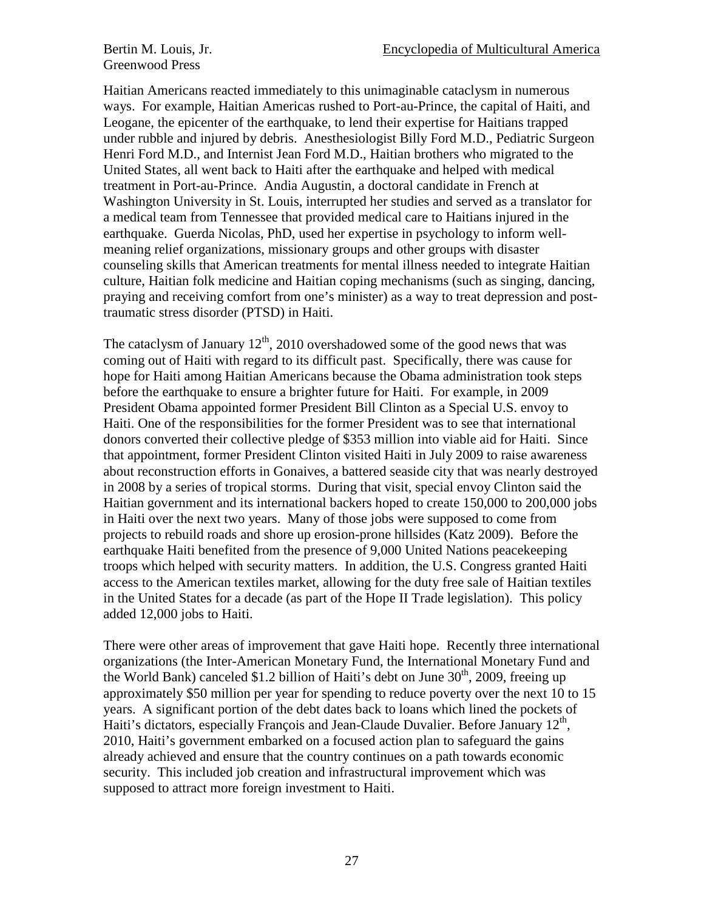Haitian Americans reacted immediately to this unimaginable cataclysm in numerous ways. For example, Haitian Americas rushed to Port-au-Prince, the capital of Haiti, and Leogane, the epicenter of the earthquake, to lend their expertise for Haitians trapped under rubble and injured by debris. Anesthesiologist Billy Ford M.D., Pediatric Surgeon Henri Ford M.D., and Internist Jean Ford M.D., Haitian brothers who migrated to the United States, all went back to Haiti after the earthquake and helped with medical treatment in Port-au-Prince. Andia Augustin, a doctoral candidate in French at Washington University in St. Louis, interrupted her studies and served as a translator for a medical team from Tennessee that provided medical care to Haitians injured in the earthquake. Guerda Nicolas, PhD, used her expertise in psychology to inform well-meaning relief organizations, missionary groups and other groups with disaster counseling skills that American treatments for mental illness needed to integrate Haitian culture, Haitian folk medicine and Haitian coping mechanisms (such as singing, dancing, praying and receiving comfort from one's minister) as a way to treat depression and post-traumatic stress disorder (PTSD) in Haiti.

The cataclysm of January 12th, 2010 overshadowed some of the good news that was coming out of Haiti with regard to its difficult past. Specifically, there was cause for hope for Haiti among Haitian Americans because the Obama administration took steps before the earthquake to ensure a brighter future for Haiti. For example, in 2009 President Obama appointed former President Bill Clinton as a Special U.S. envoy to Haiti. One of the responsibilities for the former President was to see that international donors converted their collective pledge of $353 million into viable aid for Haiti. Since that appointment, former President Clinton visited Haiti in July 2009 to raise awareness about reconstruction efforts in Gonaives, a battered seaside city that was nearly destroyed in 2008 by a series of tropical storms. During that visit, special envoy Clinton said the Haitian government and its international backers hoped to create 150,000 to 200,000 jobs in Haiti over the next two years. Many of those jobs were supposed to come from projects to rebuild roads and shore up erosion-prone hillsides (Katz 2009). Before the earthquake Haiti benefited from the presence of 9,000 United Nations peacekeeping troops which helped with security matters. In addition, the U.S. Congress granted Haiti access to the American textiles market, allowing for the duty free sale of Haitian textiles in the United States for a decade (as part of the Hope II Trade legislation). This policy added 12,000 jobs to Haiti.

There were other areas of improvement that gave Haiti hope. Recently three international organizations (the Inter-American Monetary Fund, the International Monetary Fund and the World Bank) canceled $1.2 billion of Haiti's debt on June 30th, 2009, freeing up approximately $50 million per year for spending to reduce poverty over the next 10 to 15 years. A significant portion of the debt dates back to loans which lined the pockets of Haiti's dictators, especially François and Jean-Claude Duvalier. Before January 12th, 2010, Haiti's government embarked on a focused action plan to safeguard the gains already achieved and ensure that the country continues on a path towards economic security. This included job creation and infrastructural improvement which was supposed to attract more foreign investment to Haiti.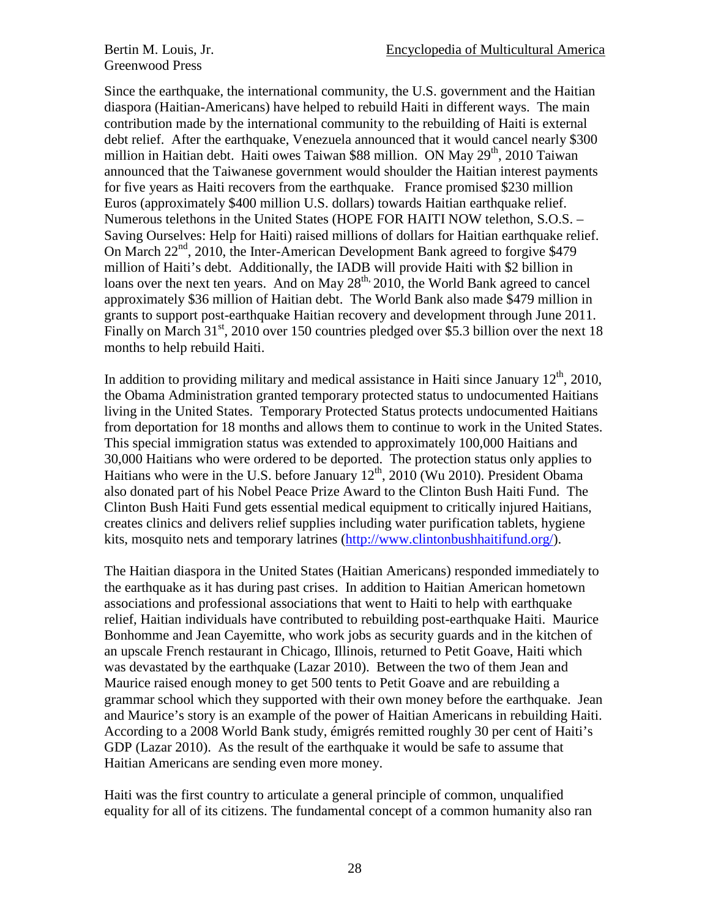Since the earthquake, the international community, the U.S. government and the Haitian diaspora (Haitian-Americans) have helped to rebuild Haiti in different ways. The main contribution made by the international community to the rebuilding of Haiti is external debt relief. After the earthquake, Venezuela announced that it would cancel nearly $300 million in Haitian debt. Haiti owes Taiwan $88 million. ON May 29th, 2010 Taiwan announced that the Taiwanese government would shoulder the Haitian interest payments for five years as Haiti recovers from the earthquake. France promised $230 million Euros (approximately $400 million U.S. dollars) towards Haitian earthquake relief. Numerous telethons in the United States (HOPE FOR HAITI NOW telethon, S.O.S. – Saving Ourselves: Help for Haiti) raised millions of dollars for Haitian earthquake relief. On March 22nd, 2010, the Inter-American Development Bank agreed to forgive $479 million of Haiti's debt. Additionally, the IADB will provide Haiti with $2 billion in loans over the next ten years. And on May 28th, 2010, the World Bank agreed to cancel approximately $36 million of Haitian debt. The World Bank also made $479 million in grants to support post-earthquake Haitian recovery and development through June 2011. Finally on March 31st, 2010 over 150 countries pledged over $5.3 billion over the next 18 months to help rebuild Haiti.

In addition to providing military and medical assistance in Haiti since January 12th, 2010, the Obama Administration granted temporary protected status to undocumented Haitians living in the United States. Temporary Protected Status protects undocumented Haitians from deportation for 18 months and allows them to continue to work in the United States. This special immigration status was extended to approximately 100,000 Haitians and 30,000 Haitians who were ordered to be deported. The protection status only applies to Haitians who were in the U.S. before January 12th, 2010 (Wu 2010). President Obama also donated part of his Nobel Peace Prize Award to the Clinton Bush Haiti Fund. The Clinton Bush Haiti Fund gets essential medical equipment to critically injured Haitians, creates clinics and delivers relief supplies including water purification tablets, hygiene kits, mosquito nets and temporary latrines (http://www.clintonbushhaitifund.org/).

The Haitian diaspora in the United States (Haitian Americans) responded immediately to the earthquake as it has during past crises. In addition to Haitian American hometown associations and professional associations that went to Haiti to help with earthquake relief, Haitian individuals have contributed to rebuilding post-earthquake Haiti. Maurice Bonhomme and Jean Cayemitte, who work jobs as security guards and in the kitchen of an upscale French restaurant in Chicago, Illinois, returned to Petit Goave, Haiti which was devastated by the earthquake (Lazar 2010). Between the two of them Jean and Maurice raised enough money to get 500 tents to Petit Goave and are rebuilding a grammar school which they supported with their own money before the earthquake. Jean and Maurice's story is an example of the power of Haitian Americans in rebuilding Haiti. According to a 2008 World Bank study, émigrés remitted roughly 30 per cent of Haiti's GDP (Lazar 2010). As the result of the earthquake it would be safe to assume that Haitian Americans are sending even more money.

Haiti was the first country to articulate a general principle of common, unqualified equality for all of its citizens. The fundamental concept of a common humanity also ran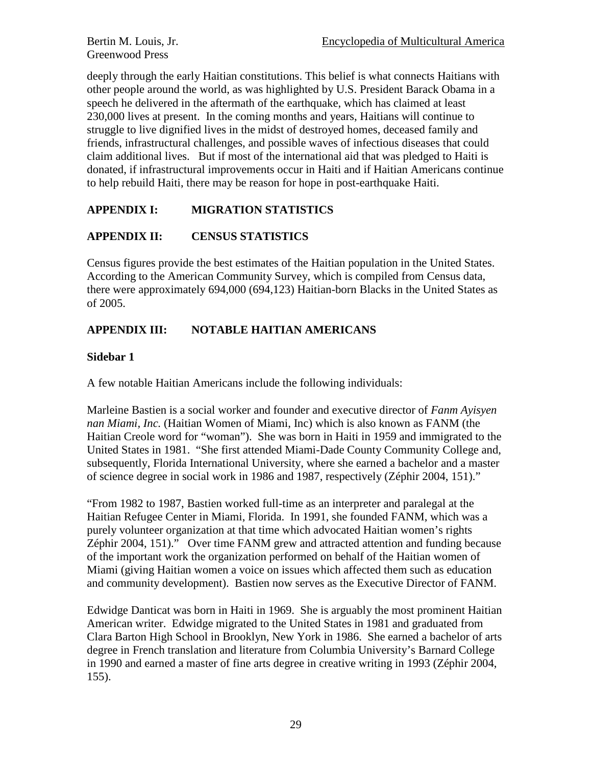deeply through the early Haitian constitutions. This belief is what connects Haitians with other people around the world, as was highlighted by U.S. President Barack Obama in a speech he delivered in the aftermath of the earthquake, which has claimed at least 230,000 lives at present. In the coming months and years, Haitians will continue to struggle to live dignified lives in the midst of destroyed homes, deceased family and friends, infrastructural challenges, and possible waves of infectious diseases that could claim additional lives. But if most of the international aid that was pledged to Haiti is donated, if infrastructural improvements occur in Haiti and if Haitian Americans continue to help rebuild Haiti, there may be reason for hope in post-earthquake Haiti.

## APPENDIX I: MIGRATION STATISTICS

## APPENDIX II: CENSUS STATISTICS

Census figures provide the best estimates of the Haitian population in the United States. According to the American Community Survey, which is compiled from Census data, there were approximately 694,000 (694,123) Haitian-born Blacks in the United States as of 2005.

## APPENDIX III: NOTABLE HAITIAN AMERICANS

**Sidebar 1**

A few notable Haitian Americans include the following individuals:

Marleine Bastien is a social worker and founder and executive director of *Fanm Ayisyen nan Miami, Inc.* (Haitian Women of Miami, Inc) which is also known as FANM (the Haitian Creole word for "woman"). She was born in Haiti in 1959 and immigrated to the United States in 1981. "She first attended Miami-Dade County Community College and, subsequently, Florida International University, where she earned a bachelor and a master of science degree in social work in 1986 and 1987, respectively (Zéphir 2004, 151)."

"From 1982 to 1987, Bastien worked full-time as an interpreter and paralegal at the Haitian Refugee Center in Miami, Florida. In 1991, she founded FANM, which was a purely volunteer organization at that time which advocated Haitian women's rights Zéphir 2004, 151)." Over time FANM grew and attracted attention and funding because of the important work the organization performed on behalf of the Haitian women of Miami (giving Haitian women a voice on issues which affected them such as education and community development). Bastien now serves as the Executive Director of FANM.

Edwidge Danticat was born in Haiti in 1969. She is arguably the most prominent Haitian American writer. Edwidge migrated to the United States in 1981 and graduated from Clara Barton High School in Brooklyn, New York in 1986. She earned a bachelor of arts degree in French translation and literature from Columbia University's Barnard College in 1990 and earned a master of fine arts degree in creative writing in 1993 (Zéphir 2004, 155).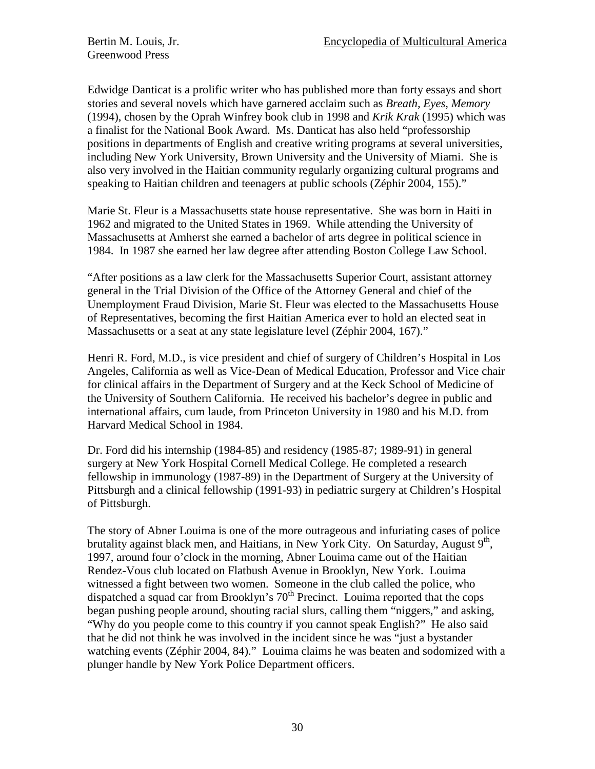Edwidge Danticat is a prolific writer who has published more than forty essays and short stories and several novels which have garnered acclaim such as *Breath, Eyes, Memory* (1994), chosen by the Oprah Winfrey book club in 1998 and *Krik Krak* (1995) which was a finalist for the National Book Award. Ms. Danticat has also held "professorship positions in departments of English and creative writing programs at several universities, including New York University, Brown University and the University of Miami. She is also very involved in the Haitian community regularly organizing cultural programs and speaking to Haitian children and teenagers at public schools (Zéphir 2004, 155)."

Marie St. Fleur is a Massachusetts state house representative. She was born in Haiti in 1962 and migrated to the United States in 1969. While attending the University of Massachusetts at Amherst she earned a bachelor of arts degree in political science in 1984. In 1987 she earned her law degree after attending Boston College Law School.

"After positions as a law clerk for the Massachusetts Superior Court, assistant attorney general in the Trial Division of the Office of the Attorney General and chief of the Unemployment Fraud Division, Marie St. Fleur was elected to the Massachusetts House of Representatives, becoming the first Haitian America ever to hold an elected seat in Massachusetts or a seat at any state legislature level (Zéphir 2004, 167)."

Henri R. Ford, M.D., is vice president and chief of surgery of Children's Hospital in Los Angeles, California as well as Vice-Dean of Medical Education, Professor and Vice chair for clinical affairs in the Department of Surgery and at the Keck School of Medicine of the University of Southern California. He received his bachelor's degree in public and international affairs, cum laude, from Princeton University in 1980 and his M.D. from Harvard Medical School in 1984.

Dr. Ford did his internship (1984-85) and residency (1985-87; 1989-91) in general surgery at New York Hospital Cornell Medical College. He completed a research fellowship in immunology (1987-89) in the Department of Surgery at the University of Pittsburgh and a clinical fellowship (1991-93) in pediatric surgery at Children's Hospital of Pittsburgh.

The story of Abner Louima is one of the more outrageous and infuriating cases of police brutality against black men, and Haitians, in New York City. On Saturday, August 9th, 1997, around four o'clock in the morning, Abner Louima came out of the Haitian Rendez-Vous club located on Flatbush Avenue in Brooklyn, New York. Louima witnessed a fight between two women. Someone in the club called the police, who dispatched a squad car from Brooklyn's 70th Precinct. Louima reported that the cops began pushing people around, shouting racial slurs, calling them "niggers," and asking, "Why do you people come to this country if you cannot speak English?" He also said that he did not think he was involved in the incident since he was "just a bystander watching events (Zéphir 2004, 84)." Louima claims he was beaten and sodomized with a plunger handle by New York Police Department officers.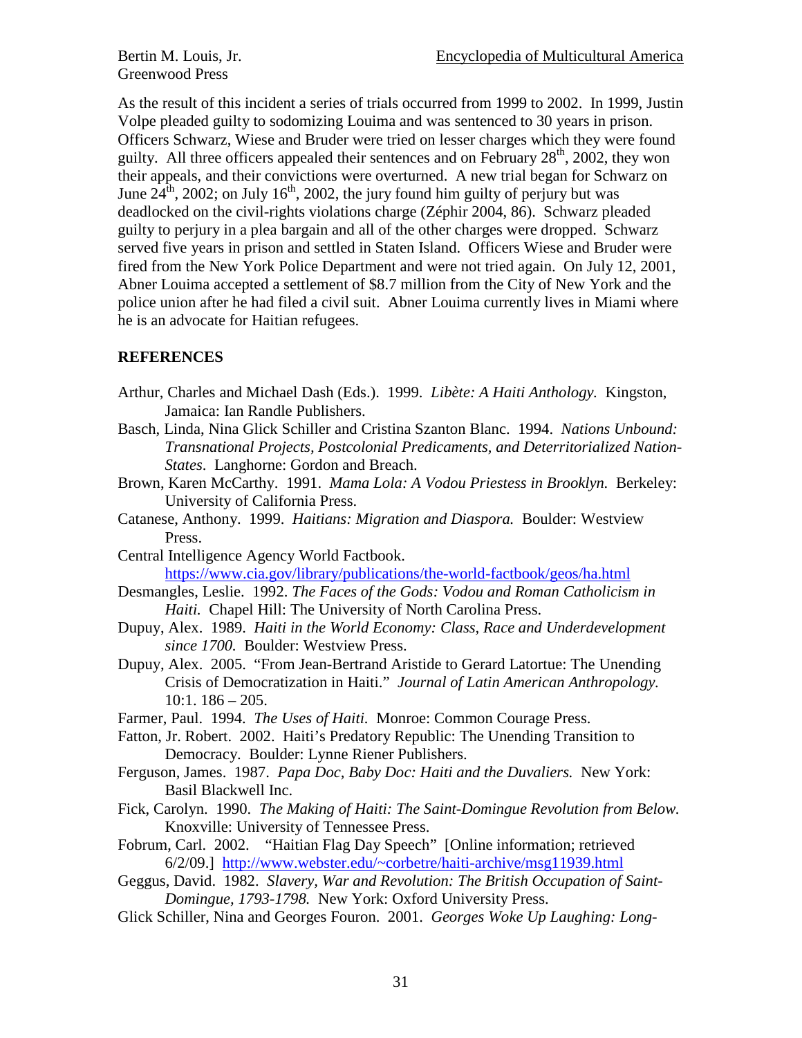As the result of this incident a series of trials occurred from 1999 to 2002. In 1999, Justin Volpe pleaded guilty to sodomizing Louima and was sentenced to 30 years in prison. Officers Schwarz, Wiese and Bruder were tried on lesser charges which they were found guilty. All three officers appealed their sentences and on February 28th, 2002, they won their appeals, and their convictions were overturned. A new trial began for Schwarz on June 24th, 2002; on July 16th, 2002, the jury found him guilty of perjury but was deadlocked on the civil-rights violations charge (Zéphir 2004, 86). Schwarz pleaded guilty to perjury in a plea bargain and all of the other charges were dropped. Schwarz served five years in prison and settled in Staten Island. Officers Wiese and Bruder were fired from the New York Police Department and were not tried again. On July 12, 2001, Abner Louima accepted a settlement of $8.7 million from the City of New York and the police union after he had filed a civil suit. Abner Louima currently lives in Miami where he is an advocate for Haitian refugees.

## REFERENCES

Arthur, Charles and Michael Dash (Eds.). 1999. *Libète: A Haiti Anthology.* Kingston, Jamaica: Ian Randle Publishers.

Basch, Linda, Nina Glick Schiller and Cristina Szanton Blanc. 1994. *Nations Unbound: Transnational Projects, Postcolonial Predicaments, and Deterritorialized Nation-States*. Langhorne: Gordon and Breach.

Brown, Karen McCarthy. 1991. *Mama Lola: A Vodou Priestess in Brooklyn.* Berkeley: University of California Press.

Catanese, Anthony. 1999. *Haitians: Migration and Diaspora.* Boulder: Westview Press.

Central Intelligence Agency World Factbook. https://www.cia.gov/library/publications/the-world-factbook/geos/ha.html

Desmangles, Leslie. 1992. *The Faces of the Gods: Vodou and Roman Catholicism in Haiti.* Chapel Hill: The University of North Carolina Press.

Dupuy, Alex. 1989. *Haiti in the World Economy: Class, Race and Underdevelopment since 1700.* Boulder: Westview Press.

Dupuy, Alex. 2005. "From Jean-Bertrand Aristide to Gerard Latortue: The Unending Crisis of Democratization in Haiti." *Journal of Latin American Anthropology.* 10:1. 186 – 205.

Farmer, Paul. 1994. *The Uses of Haiti.* Monroe: Common Courage Press.

Fatton, Jr. Robert. 2002. Haiti's Predatory Republic: The Unending Transition to Democracy. Boulder: Lynne Riener Publishers.

Ferguson, James. 1987. *Papa Doc, Baby Doc: Haiti and the Duvaliers.* New York: Basil Blackwell Inc.

Fick, Carolyn. 1990. *The Making of Haiti: The Saint-Domingue Revolution from Below.* Knoxville: University of Tennessee Press.

Fobrum, Carl. 2002. "Haitian Flag Day Speech" [Online information; retrieved 6/2/09.] http://www.webster.edu/~corbetre/haiti-archive/msg11939.html

Geggus, David. 1982. *Slavery, War and Revolution: The British Occupation of Saint-Domingue, 1793-1798.* New York: Oxford University Press.

Glick Schiller, Nina and Georges Fouron. 2001. *Georges Woke Up Laughing: Long-*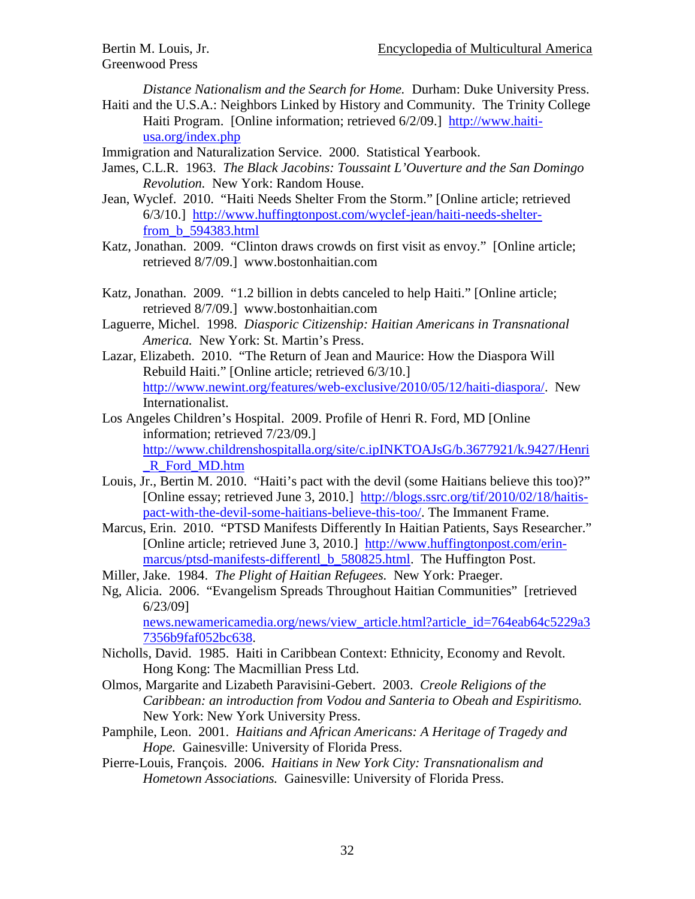*Distance Nationalism and the Search for Home.* Durham: Duke University Press.

Haiti and the U.S.A.: Neighbors Linked by History and Community. The Trinity College Haiti Program. [Online information; retrieved 6/2/09.] http://www.haiti-usa.org/index.php

Immigration and Naturalization Service. 2000. Statistical Yearbook.

James, C.L.R. 1963. *The Black Jacobins: Toussaint L'Ouverture and the San Domingo Revolution.* New York: Random House.

Jean, Wyclef. 2010. "Haiti Needs Shelter From the Storm." [Online article; retrieved 6/3/10.] http://www.huffingtonpost.com/wyclef-jean/haiti-needs-shelter-from_b_594383.html

Katz, Jonathan. 2009. "Clinton draws crowds on first visit as envoy." [Online article; retrieved 8/7/09.] www.bostonhaitian.com

Katz, Jonathan. 2009. "1.2 billion in debts canceled to help Haiti." [Online article; retrieved 8/7/09.] www.bostonhaitian.com

Laguerre, Michel. 1998. *Diasporic Citizenship: Haitian Americans in Transnational America.* New York: St. Martin's Press.

Lazar, Elizabeth. 2010. "The Return of Jean and Maurice: How the Diaspora Will Rebuild Haiti." [Online article; retrieved 6/3/10.] http://www.newint.org/features/web-exclusive/2010/05/12/haiti-diaspora/. New Internationalist.

Los Angeles Children's Hospital. 2009. Profile of Henri R. Ford, MD [Online information; retrieved 7/23/09.] http://www.childrenshospitalla.org/site/c.ipINKTOAJsG/b.3677921/k.9427/Henri_R_Ford_MD.htm

Louis, Jr., Bertin M. 2010. "Haiti's pact with the devil (some Haitians believe this too)?" [Online essay; retrieved June 3, 2010.] http://blogs.ssrc.org/tif/2010/02/18/haitis-pact-with-the-devil-some-haitians-believe-this-too/. The Immanent Frame.

Marcus, Erin. 2010. "PTSD Manifests Differently In Haitian Patients, Says Researcher." [Online article; retrieved June 3, 2010.] http://www.huffingtonpost.com/erin-marcus/ptsd-manifests-differentl_b_580825.html. The Huffington Post.

Miller, Jake. 1984. *The Plight of Haitian Refugees.* New York: Praeger.

Ng, Alicia. 2006. "Evangelism Spreads Throughout Haitian Communities" [retrieved 6/23/09] news.newamericamedia.org/news/view_article.html?article_id=764eab64c5229a37356b9faf052bc638.

Nicholls, David. 1985. Haiti in Caribbean Context: Ethnicity, Economy and Revolt. Hong Kong: The Macmillian Press Ltd.

Olmos, Margarite and Lizabeth Paravisini-Gebert. 2003. *Creole Religions of the Caribbean: an introduction from Vodou and Santeria to Obeah and Espiritismo.* New York: New York University Press.

Pamphile, Leon. 2001. *Haitians and African Americans: A Heritage of Tragedy and Hope.* Gainesville: University of Florida Press.

Pierre-Louis, François. 2006. *Haitians in New York City: Transnationalism and Hometown Associations.* Gainesville: University of Florida Press.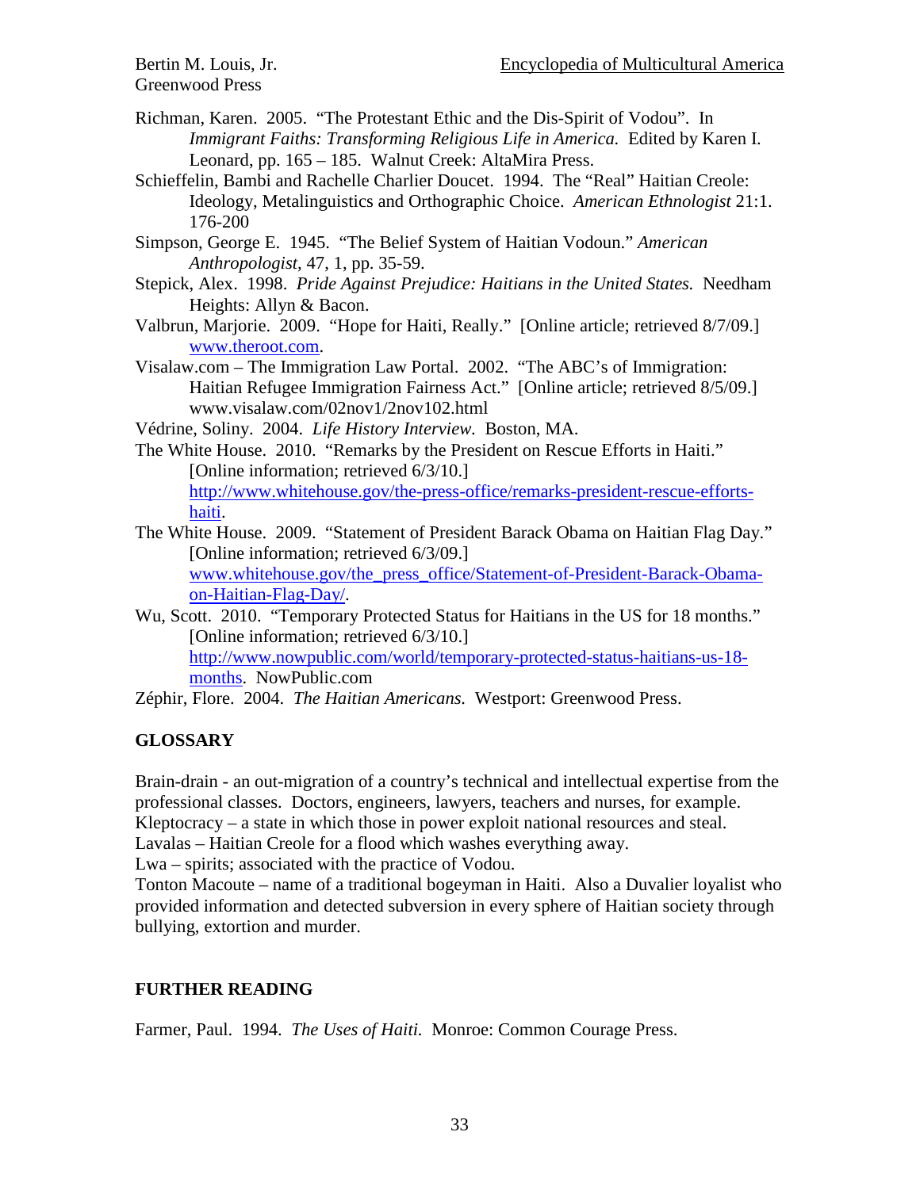Richman, Karen. 2005. "The Protestant Ethic and the Dis-Spirit of Vodou". In *Immigrant Faiths: Transforming Religious Life in America.* Edited by Karen I. Leonard, pp. 165 – 185. Walnut Creek: AltaMira Press.

Schieffelin, Bambi and Rachelle Charlier Doucet. 1994. The "Real" Haitian Creole: Ideology, Metalinguistics and Orthographic Choice. *American Ethnologist* 21:1. 176-200

Simpson, George E. 1945. "The Belief System of Haitian Vodoun." *American Anthropologist*, 47, 1, pp. 35-59.

Stepick, Alex. 1998. *Pride Against Prejudice: Haitians in the United States.* Needham Heights: Allyn & Bacon.

Valbrun, Marjorie. 2009. "Hope for Haiti, Really." [Online article; retrieved 8/7/09.] www.theroot.com.

Visalaw.com – The Immigration Law Portal. 2002. "The ABC's of Immigration: Haitian Refugee Immigration Fairness Act." [Online article; retrieved 8/5/09.] www.visalaw.com/02nov1/2nov102.html

Védrine, Soliny. 2004. *Life History Interview.* Boston, MA.

The White House. 2010. "Remarks by the President on Rescue Efforts in Haiti." [Online information; retrieved 6/3/10.] http://www.whitehouse.gov/the-press-office/remarks-president-rescue-efforts-haiti.

The White House. 2009. "Statement of President Barack Obama on Haitian Flag Day." [Online information; retrieved 6/3/09.] www.whitehouse.gov/the_press_office/Statement-of-President-Barack-Obama-on-Haitian-Flag-Day/.

Wu, Scott. 2010. "Temporary Protected Status for Haitians in the US for 18 months." [Online information; retrieved 6/3/10.] http://www.nowpublic.com/world/temporary-protected-status-haitians-us-18-months. NowPublic.com

Zéphir, Flore. 2004. *The Haitian Americans.* Westport: Greenwood Press.

## GLOSSARY

Brain-drain - an out-migration of a country's technical and intellectual expertise from the professional classes. Doctors, engineers, lawyers, teachers and nurses, for example.
Kleptocracy – a state in which those in power exploit national resources and steal.
Lavalas – Haitian Creole for a flood which washes everything away.
Lwa – spirits; associated with the practice of Vodou.
Tonton Macoute – name of a traditional bogeyman in Haiti. Also a Duvalier loyalist who provided information and detected subversion in every sphere of Haitian society through bullying, extortion and murder.

## FURTHER READING

Farmer, Paul. 1994. *The Uses of Haiti.* Monroe: Common Courage Press.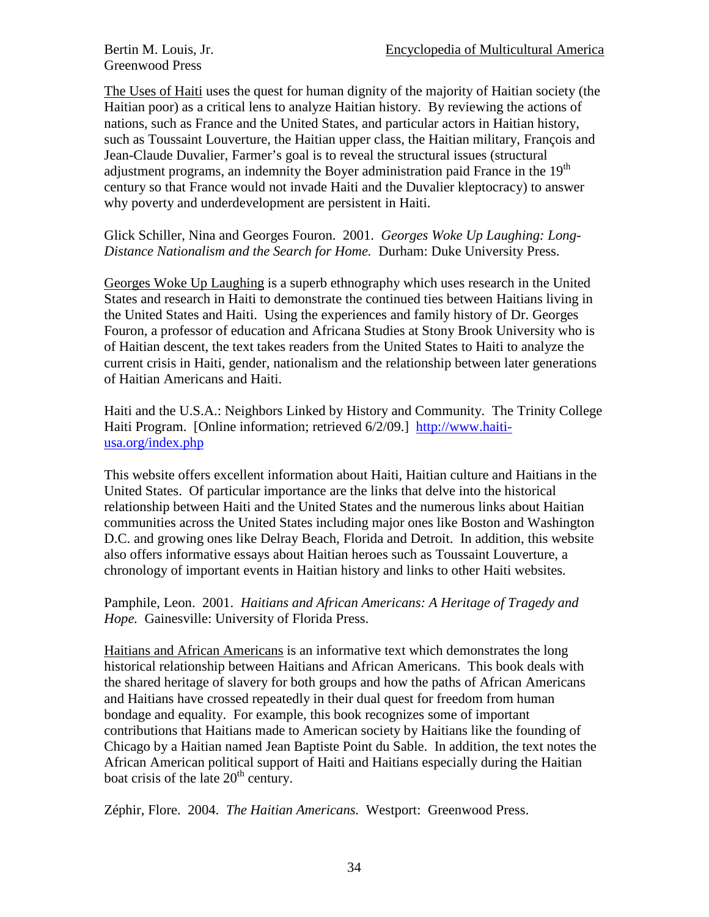The Uses of Haiti uses the quest for human dignity of the majority of Haitian society (the Haitian poor) as a critical lens to analyze Haitian history. By reviewing the actions of nations, such as France and the United States, and particular actors in Haitian history, such as Toussaint Louverture, the Haitian upper class, the Haitian military, François and Jean-Claude Duvalier, Farmer's goal is to reveal the structural issues (structural adjustment programs, an indemnity the Boyer administration paid France in the 19th century so that France would not invade Haiti and the Duvalier kleptocracy) to answer why poverty and underdevelopment are persistent in Haiti.

Glick Schiller, Nina and Georges Fouron. 2001. *Georges Woke Up Laughing: Long-Distance Nationalism and the Search for Home.* Durham: Duke University Press.

Georges Woke Up Laughing is a superb ethnography which uses research in the United States and research in Haiti to demonstrate the continued ties between Haitians living in the United States and Haiti. Using the experiences and family history of Dr. Georges Fouron, a professor of education and Africana Studies at Stony Brook University who is of Haitian descent, the text takes readers from the United States to Haiti to analyze the current crisis in Haiti, gender, nationalism and the relationship between later generations of Haitian Americans and Haiti.

Haiti and the U.S.A.: Neighbors Linked by History and Community. The Trinity College Haiti Program. [Online information; retrieved 6/2/09.] http://www.haiti-usa.org/index.php

This website offers excellent information about Haiti, Haitian culture and Haitians in the United States. Of particular importance are the links that delve into the historical relationship between Haiti and the United States and the numerous links about Haitian communities across the United States including major ones like Boston and Washington D.C. and growing ones like Delray Beach, Florida and Detroit. In addition, this website also offers informative essays about Haitian heroes such as Toussaint Louverture, a chronology of important events in Haitian history and links to other Haiti websites.

Pamphile, Leon. 2001. *Haitians and African Americans: A Heritage of Tragedy and Hope.* Gainesville: University of Florida Press.

Haitians and African Americans is an informative text which demonstrates the long historical relationship between Haitians and African Americans. This book deals with the shared heritage of slavery for both groups and how the paths of African Americans and Haitians have crossed repeatedly in their dual quest for freedom from human bondage and equality. For example, this book recognizes some of important contributions that Haitians made to American society by Haitians like the founding of Chicago by a Haitian named Jean Baptiste Point du Sable. In addition, the text notes the African American political support of Haiti and Haitians especially during the Haitian boat crisis of the late 20th century.

Zéphir, Flore. 2004. *The Haitian Americans.* Westport: Greenwood Press.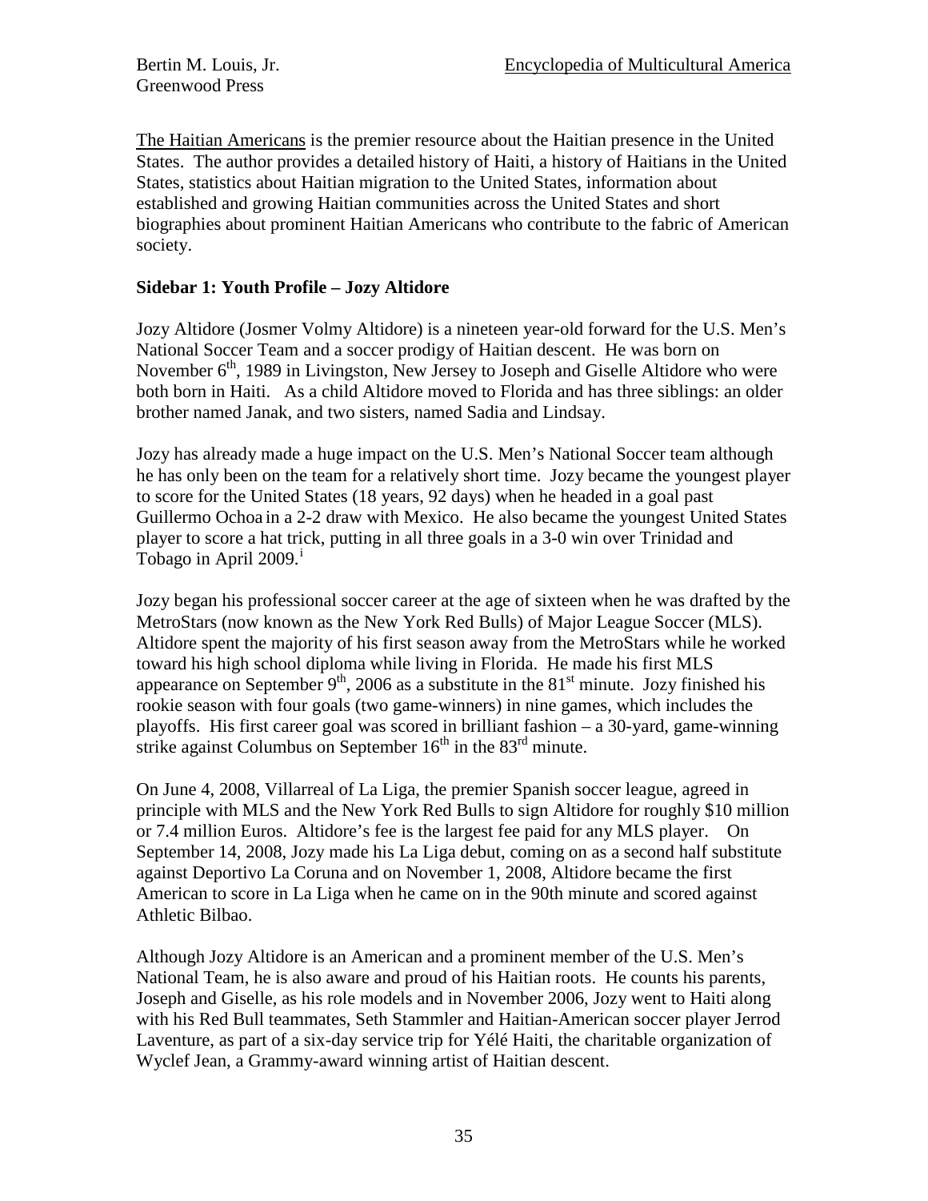The Haitian Americans is the premier resource about the Haitian presence in the United States. The author provides a detailed history of Haiti, a history of Haitians in the United States, statistics about Haitian migration to the United States, information about established and growing Haitian communities across the United States and short biographies about prominent Haitian Americans who contribute to the fabric of American society.

**Sidebar 1: Youth Profile – Jozy Altidore**

Jozy Altidore (Josmer Volmy Altidore) is a nineteen year-old forward for the U.S. Men's National Soccer Team and a soccer prodigy of Haitian descent. He was born on November 6th, 1989 in Livingston, New Jersey to Joseph and Giselle Altidore who were both born in Haiti. As a child Altidore moved to Florida and has three siblings: an older brother named Janak, and two sisters, named Sadia and Lindsay.

Jozy has already made a huge impact on the U.S. Men's National Soccer team although he has only been on the team for a relatively short time. Jozy became the youngest player to score for the United States (18 years, 92 days) when he headed in a goal past Guillermo Ochoa in a 2-2 draw with Mexico. He also became the youngest United States player to score a hat trick, putting in all three goals in a 3-0 win over Trinidad and Tobago in April 2009.[i]

Jozy began his professional soccer career at the age of sixteen when he was drafted by the MetroStars (now known as the New York Red Bulls) of Major League Soccer (MLS). Altidore spent the majority of his first season away from the MetroStars while he worked toward his high school diploma while living in Florida. He made his first MLS appearance on September 9th, 2006 as a substitute in the 81st minute. Jozy finished his rookie season with four goals (two game-winners) in nine games, which includes the playoffs. His first career goal was scored in brilliant fashion – a 30-yard, game-winning strike against Columbus on September 16th in the 83rd minute.

On June 4, 2008, Villarreal of La Liga, the premier Spanish soccer league, agreed in principle with MLS and the New York Red Bulls to sign Altidore for roughly $10 million or 7.4 million Euros. Altidore's fee is the largest fee paid for any MLS player. On September 14, 2008, Jozy made his La Liga debut, coming on as a second half substitute against Deportivo La Coruna and on November 1, 2008, Altidore became the first American to score in La Liga when he came on in the 90th minute and scored against Athletic Bilbao.

Although Jozy Altidore is an American and a prominent member of the U.S. Men's National Team, he is also aware and proud of his Haitian roots. He counts his parents, Joseph and Giselle, as his role models and in November 2006, Jozy went to Haiti along with his Red Bull teammates, Seth Stammler and Haitian-American soccer player Jerrod Laventure, as part of a six-day service trip for Yélé Haiti, the charitable organization of Wyclef Jean, a Grammy-award winning artist of Haitian descent.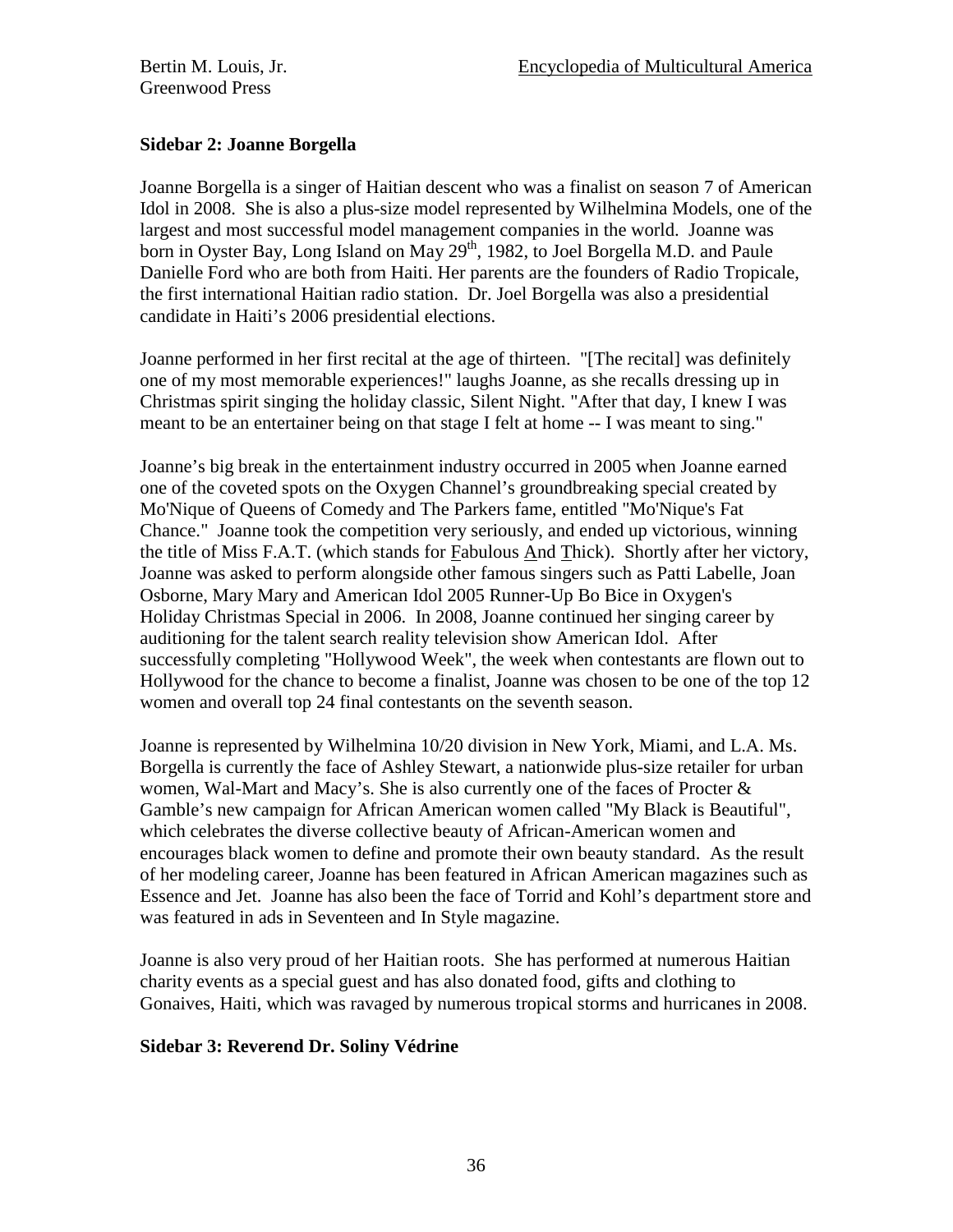### Sidebar 2: Joanne Borgella

Joanne Borgella is a singer of Haitian descent who was a finalist on season 7 of American Idol in 2008. She is also a plus-size model represented by Wilhelmina Models, one of the largest and most successful model management companies in the world. Joanne was born in Oyster Bay, Long Island on May 29th, 1982, to Joel Borgella M.D. and Paule Danielle Ford who are both from Haiti. Her parents are the founders of Radio Tropicale, the first international Haitian radio station. Dr. Joel Borgella was also a presidential candidate in Haiti's 2006 presidential elections.

Joanne performed in her first recital at the age of thirteen. "[The recital] was definitely one of my most memorable experiences!" laughs Joanne, as she recalls dressing up in Christmas spirit singing the holiday classic, Silent Night. "After that day, I knew I was meant to be an entertainer being on that stage I felt at home -- I was meant to sing."

Joanne's big break in the entertainment industry occurred in 2005 when Joanne earned one of the coveted spots on the Oxygen Channel's groundbreaking special created by Mo'Nique of Queens of Comedy and The Parkers fame, entitled "Mo'Nique's Fat Chance." Joanne took the competition very seriously, and ended up victorious, winning the title of Miss F.A.T. (which stands for <u>F</u>abulous <u>A</u>nd <u>T</u>hick). Shortly after her victory, Joanne was asked to perform alongside other famous singers such as Patti Labelle, Joan Osborne, Mary Mary and American Idol 2005 Runner-Up Bo Bice in Oxygen's Holiday Christmas Special in 2006. In 2008, Joanne continued her singing career by auditioning for the talent search reality television show American Idol. After successfully completing "Hollywood Week", the week when contestants are flown out to Hollywood for the chance to become a finalist, Joanne was chosen to be one of the top 12 women and overall top 24 final contestants on the seventh season.

Joanne is represented by Wilhelmina 10/20 division in New York, Miami, and L.A. Ms. Borgella is currently the face of Ashley Stewart, a nationwide plus-size retailer for urban women, Wal-Mart and Macy's. She is also currently one of the faces of Procter & Gamble's new campaign for African American women called "My Black is Beautiful", which celebrates the diverse collective beauty of African-American women and encourages black women to define and promote their own beauty standard. As the result of her modeling career, Joanne has been featured in African American magazines such as Essence and Jet. Joanne has also been the face of Torrid and Kohl's department store and was featured in ads in Seventeen and In Style magazine.

Joanne is also very proud of her Haitian roots. She has performed at numerous Haitian charity events as a special guest and has also donated food, gifts and clothing to Gonaives, Haiti, which was ravaged by numerous tropical storms and hurricanes in 2008.

### Sidebar 3: Reverend Dr. Soliny Védrine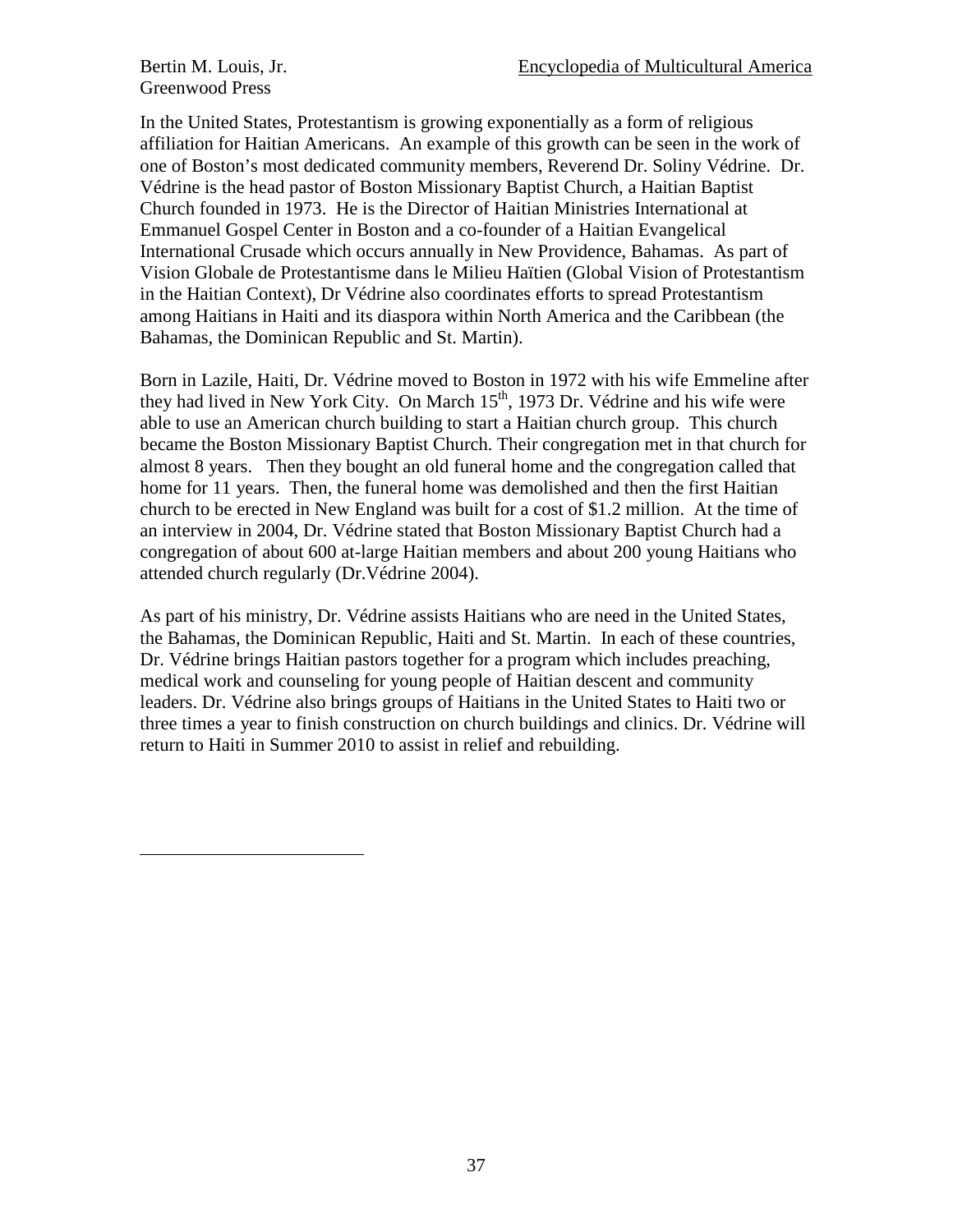In the United States, Protestantism is growing exponentially as a form of religious affiliation for Haitian Americans. An example of this growth can be seen in the work of one of Boston's most dedicated community members, Reverend Dr. Soliny Védrine. Dr. Védrine is the head pastor of Boston Missionary Baptist Church, a Haitian Baptist Church founded in 1973. He is the Director of Haitian Ministries International at Emmanuel Gospel Center in Boston and a co-founder of a Haitian Evangelical International Crusade which occurs annually in New Providence, Bahamas. As part of Vision Globale de Protestantisme dans le Milieu Haïtien (Global Vision of Protestantism in the Haitian Context), Dr Védrine also coordinates efforts to spread Protestantism among Haitians in Haiti and its diaspora within North America and the Caribbean (the Bahamas, the Dominican Republic and St. Martin).

Born in Lazile, Haiti, Dr. Védrine moved to Boston in 1972 with his wife Emmeline after they had lived in New York City. On March 15th, 1973 Dr. Védrine and his wife were able to use an American church building to start a Haitian church group. This church became the Boston Missionary Baptist Church. Their congregation met in that church for almost 8 years. Then they bought an old funeral home and the congregation called that home for 11 years. Then, the funeral home was demolished and then the first Haitian church to be erected in New England was built for a cost of $1.2 million. At the time of an interview in 2004, Dr. Védrine stated that Boston Missionary Baptist Church had a congregation of about 600 at-large Haitian members and about 200 young Haitians who attended church regularly (Dr.Védrine 2004).

As part of his ministry, Dr. Védrine assists Haitians who are need in the United States, the Bahamas, the Dominican Republic, Haiti and St. Martin. In each of these countries, Dr. Védrine brings Haitian pastors together for a program which includes preaching, medical work and counseling for young people of Haitian descent and community leaders. Dr. Védrine also brings groups of Haitians in the United States to Haiti two or three times a year to finish construction on church buildings and clinics. Dr. Védrine will return to Haiti in Summer 2010 to assist in relief and rebuilding.